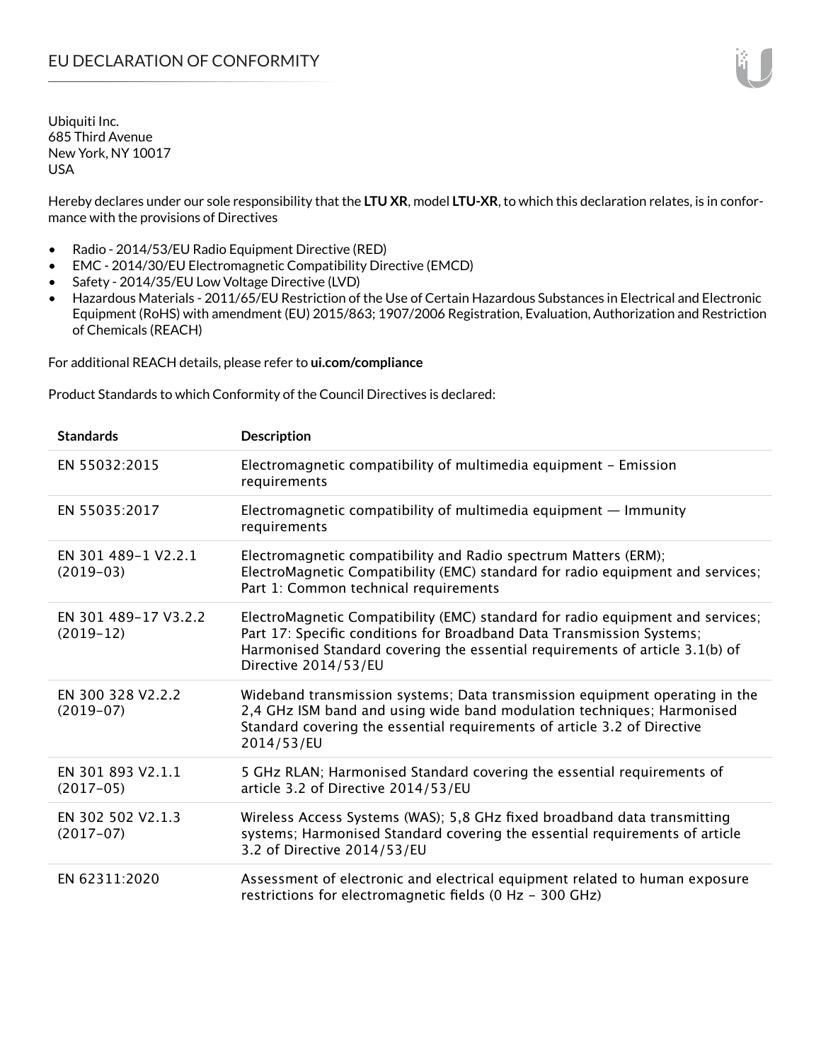# EU DECLARATION OF CONFORMITY

Ubiquiti Inc.
685 Third Avenue
New York, NY 10017
USA

Hereby declares under our sole responsibility that the **LTU XR**, model **LTU-XR**, to which this declaration relates, is in conformance with the provisions of Directives

- Radio - 2014/53/EU Radio Equipment Directive (RED)
- EMC - 2014/30/EU Electromagnetic Compatibility Directive (EMCD)
- Safety - 2014/35/EU Low Voltage Directive (LVD)
- Hazardous Materials - 2011/65/EU Restriction of the Use of Certain Hazardous Substances in Electrical and Electronic Equipment (RoHS) with amendment (EU) 2015/863; 1907/2006 Registration, Evaluation, Authorization and Restriction of Chemicals (REACH)

For additional REACH details, please refer to **ui.com/compliance**

Product Standards to which Conformity of the Council Directives is declared:

| Standards | Description |
|---|---|
| EN 55032:2015 | Electromagnetic compatibility of multimedia equipment – Emission requirements |
| EN 55035:2017 | Electromagnetic compatibility of multimedia equipment — Immunity requirements |
| EN 301 489-1 V2.2.1 (2019-03) | Electromagnetic compatibility and Radio spectrum Matters (ERM); ElectroMagnetic Compatibility (EMC) standard for radio equipment and services; Part 1: Common technical requirements |
| EN 301 489-17 V3.2.2 (2019-12) | ElectroMagnetic Compatibility (EMC) standard for radio equipment and services; Part 17: Specific conditions for Broadband Data Transmission Systems; Harmonised Standard covering the essential requirements of article 3.1(b) of Directive 2014/53/EU |
| EN 300 328 V2.2.2 (2019-07) | Wideband transmission systems; Data transmission equipment operating in the 2,4 GHz ISM band and using wide band modulation techniques; Harmonised Standard covering the essential requirements of article 3.2 of Directive 2014/53/EU |
| EN 301 893 V2.1.1 (2017-05) | 5 GHz RLAN; Harmonised Standard covering the essential requirements of article 3.2 of Directive 2014/53/EU |
| EN 302 502 V2.1.3 (2017-07) | Wireless Access Systems (WAS); 5,8 GHz fixed broadband data transmitting systems; Harmonised Standard covering the essential requirements of article 3.2 of Directive 2014/53/EU |
| EN 62311:2020 | Assessment of electronic and electrical equipment related to human exposure restrictions for electromagnetic fields (0 Hz - 300 GHz) |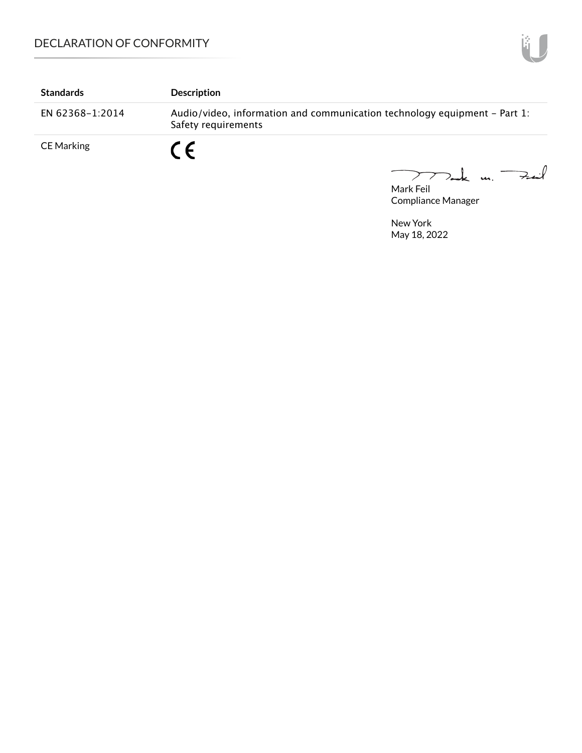| Standards | Description |
|---|---|
| EN 62368-1:2014 | Audio/video, information and communication technology equipment - Part 1: Safety requirements |
| CE Marking | CE |

Mark Feil
Compliance Manager

New York
May 18, 2022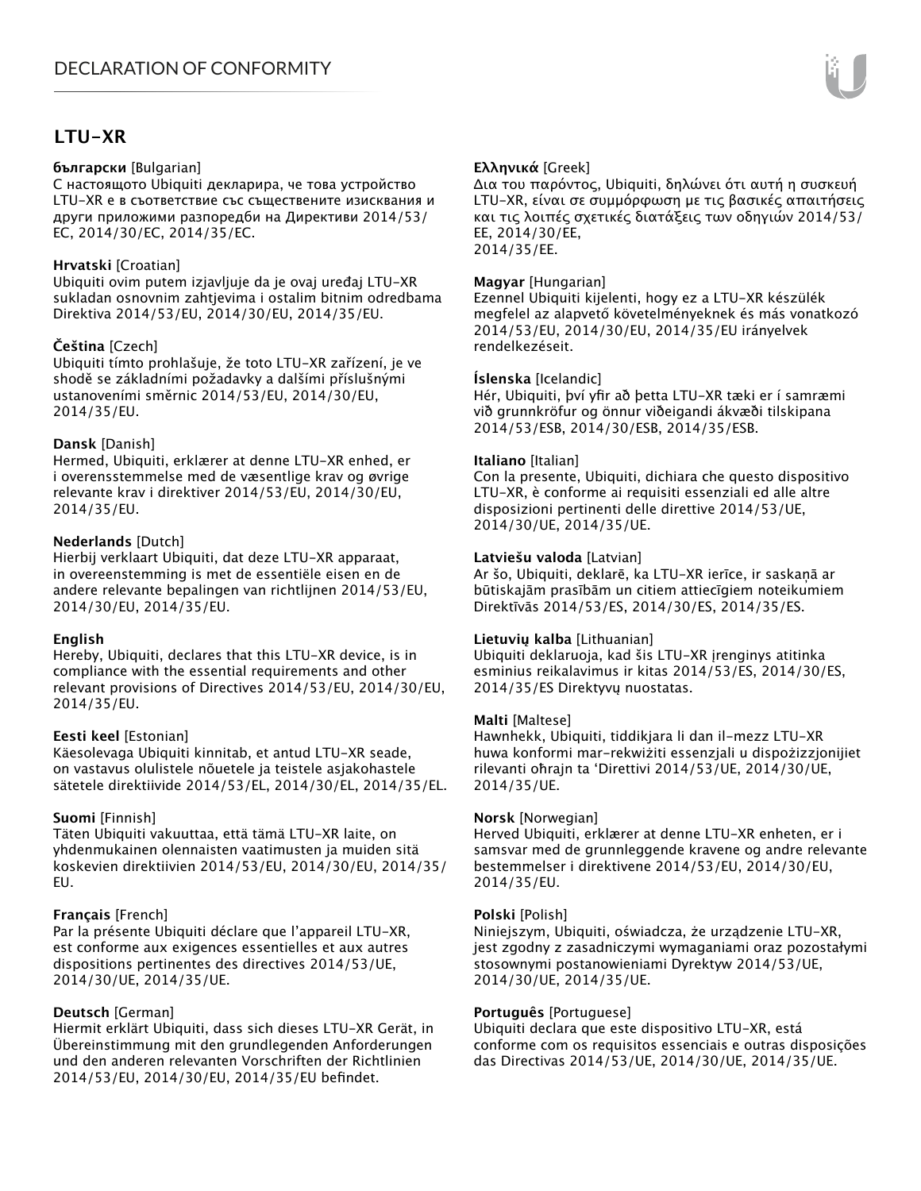# DECLARATION OF CONFORMITY

## LTU-XR

**български** [Bulgarian]
С настоящото Ubiquiti декларира, че това устройство LTU-XR е в съответствие със съществените изисквания и други приложими разпоредби на Директиви 2014/53/ЕС, 2014/30/ЕС, 2014/35/ЕС.

**Hrvatski** [Croatian]
Ubiquiti ovim putem izjavljuje da je ovaj uređaj LTU-XR sukladan osnovnim zahtjevima i ostalim bitnim odredbama Direktiva 2014/53/EU, 2014/30/EU, 2014/35/EU.

**Čeština** [Czech]
Ubiquiti tímto prohlašuje, že toto LTU-XR zařízení, je ve shodě se základními požadavky a dalšími příslušnými ustanoveními směrnic 2014/53/EU, 2014/30/EU, 2014/35/EU.

**Dansk** [Danish]
Hermed, Ubiquiti, erklærer at denne LTU-XR enhed, er i overensstemmelse med de væsentlige krav og øvrige relevante krav i direktiver 2014/53/EU, 2014/30/EU, 2014/35/EU.

**Nederlands** [Dutch]
Hierbij verklaart Ubiquiti, dat deze LTU-XR apparaat, in overeenstemming is met de essentiële eisen en de andere relevante bepalingen van richtlijnen 2014/53/EU, 2014/30/EU, 2014/35/EU.

**English**
Hereby, Ubiquiti, declares that this LTU-XR device, is in compliance with the essential requirements and other relevant provisions of Directives 2014/53/EU, 2014/30/EU, 2014/35/EU.

**Eesti keel** [Estonian]
Käesolevaga Ubiquiti kinnitab, et antud LTU-XR seade, on vastavus olulistele nõuetele ja teistele asjakohastele sätetele direktiivide 2014/53/EL, 2014/30/EL, 2014/35/EL.

**Suomi** [Finnish]
Täten Ubiquiti vakuuttaa, että tämä LTU-XR laite, on yhdenmukainen olennaisten vaatimusten ja muiden sitä koskevien direktiivien 2014/53/EU, 2014/30/EU, 2014/35/EU.

**Français** [French]
Par la présente Ubiquiti déclare que l'appareil LTU-XR, est conforme aux exigences essentielles et aux autres dispositions pertinentes des directives 2014/53/UE, 2014/30/UE, 2014/35/UE.

**Deutsch** [German]
Hiermit erklärt Ubiquiti, dass sich dieses LTU-XR Gerät, in Übereinstimmung mit den grundlegenden Anforderungen und den anderen relevanten Vorschriften der Richtlinien 2014/53/EU, 2014/30/EU, 2014/35/EU befindet.

**Ελληνικά** [Greek]
Δια του παρόντος, Ubiquiti, δηλώνει ότι αυτή η συσκευή LTU-XR, είναι σε συμμόρφωση με τις βασικές απαιτήσεις και τις λοιπές σχετικές διατάξεις των οδηγιών 2014/53/EE, 2014/30/EE, 2014/35/EE.

**Magyar** [Hungarian]
Ezennel Ubiquiti kijelenti, hogy ez a LTU-XR készülék megfelel az alapvető követelményeknek és más vonatkozó 2014/53/EU, 2014/30/EU, 2014/35/EU irányelvek rendelkezéseit.

**Íslenska** [Icelandic]
Hér, Ubiquiti, því yfir að þetta LTU-XR tæki er í samræmi við grunnkröfur og önnur viðeigandi ákvæði tilskipana 2014/53/ESB, 2014/30/ESB, 2014/35/ESB.

**Italiano** [Italian]
Con la presente, Ubiquiti, dichiara che questo dispositivo LTU-XR, è conforme ai requisiti essenziali ed alle altre disposizioni pertinenti delle direttive 2014/53/UE, 2014/30/UE, 2014/35/UE.

**Latviešu valoda** [Latvian]
Ar šo, Ubiquiti, deklarē, ka LTU-XR ierīce, ir saskaņā ar būtiskajām prasībām un citiem attiecīgiem noteikumiem Direktīvās 2014/53/ES, 2014/30/ES, 2014/35/ES.

**Lietuvių kalba** [Lithuanian]
Ubiquiti deklaruoja, kad šis LTU-XR įrenginys atitinka esminius reikalavimus ir kitas 2014/53/ES, 2014/30/ES, 2014/35/ES Direktyvų nuostatas.

**Malti** [Maltese]
Hawnhekk, Ubiquiti, tiddikjara li dan il-mezz LTU-XR huwa konformi mar-rekwiżiti essenzjali u dispożizzjonijiet rilevanti oħrajn ta 'Direttivi 2014/53/UE, 2014/30/UE, 2014/35/UE.

**Norsk** [Norwegian]
Herved Ubiquiti, erklærer at denne LTU-XR enheten, er i samsvar med de grunnleggende kravene og andre relevante bestemmelser i direktivene 2014/53/EU, 2014/30/EU, 2014/35/EU.

**Polski** [Polish]
Niniejszym, Ubiquiti, oświadcza, że urządzenie LTU-XR, jest zgodny z zasadniczymi wymaganiami oraz pozostałymi stosownymi postanowieniami Dyrektyw 2014/53/UE, 2014/30/UE, 2014/35/UE.

**Português** [Portuguese]
Ubiquiti declara que este dispositivo LTU-XR, está conforme com os requisitos essenciais e outras disposições das Directivas 2014/53/UE, 2014/30/UE, 2014/35/UE.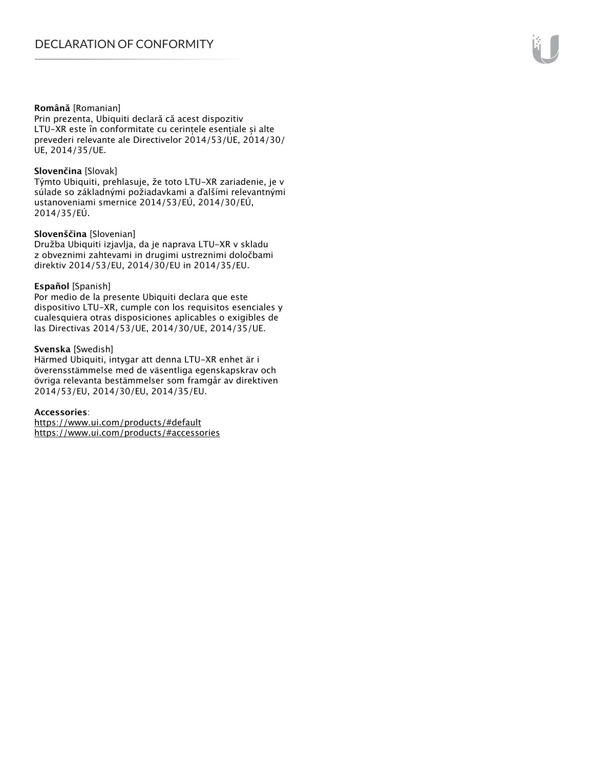**Română** [Romanian]
Prin prezenta, Ubiquiti declară că acest dispozitiv LTU-XR este în conformitate cu cerințele esențiale și alte prevederi relevante ale Directivelor 2014/53/UE, 2014/30/UE, 2014/35/UE.

**Slovenčina** [Slovak]
Týmto Ubiquiti, prehlasuje, že toto LTU-XR zariadenie, je v súlade so základnými požiadavkami a ďalšími relevantnými ustanoveniami smernice 2014/53/EÚ, 2014/30/EÚ, 2014/35/EÚ.

**Slovenščina** [Slovenian]
Družba Ubiquiti izjavlja, da je naprava LTU-XR v skladu z obveznimi zahtevami in drugimi ustreznimi določbami direktiv 2014/53/EU, 2014/30/EU in 2014/35/EU.

**Español** [Spanish]
Por medio de la presente Ubiquiti declara que este dispositivo LTU-XR, cumple con los requisitos esenciales y cualesquiera otras disposiciones aplicables o exigibles de las Directivas 2014/53/UE, 2014/30/UE, 2014/35/UE.

**Svenska** [Swedish]
Härmed Ubiquiti, intygar att denna LTU-XR enhet är i överensstämmelse med de väsentliga egenskapskrav och övriga relevanta bestämmelser som framgår av direktiven 2014/53/EU, 2014/30/EU, 2014/35/EU.

**Accessories**:
https://www.ui.com/products/#default
https://www.ui.com/products/#accessories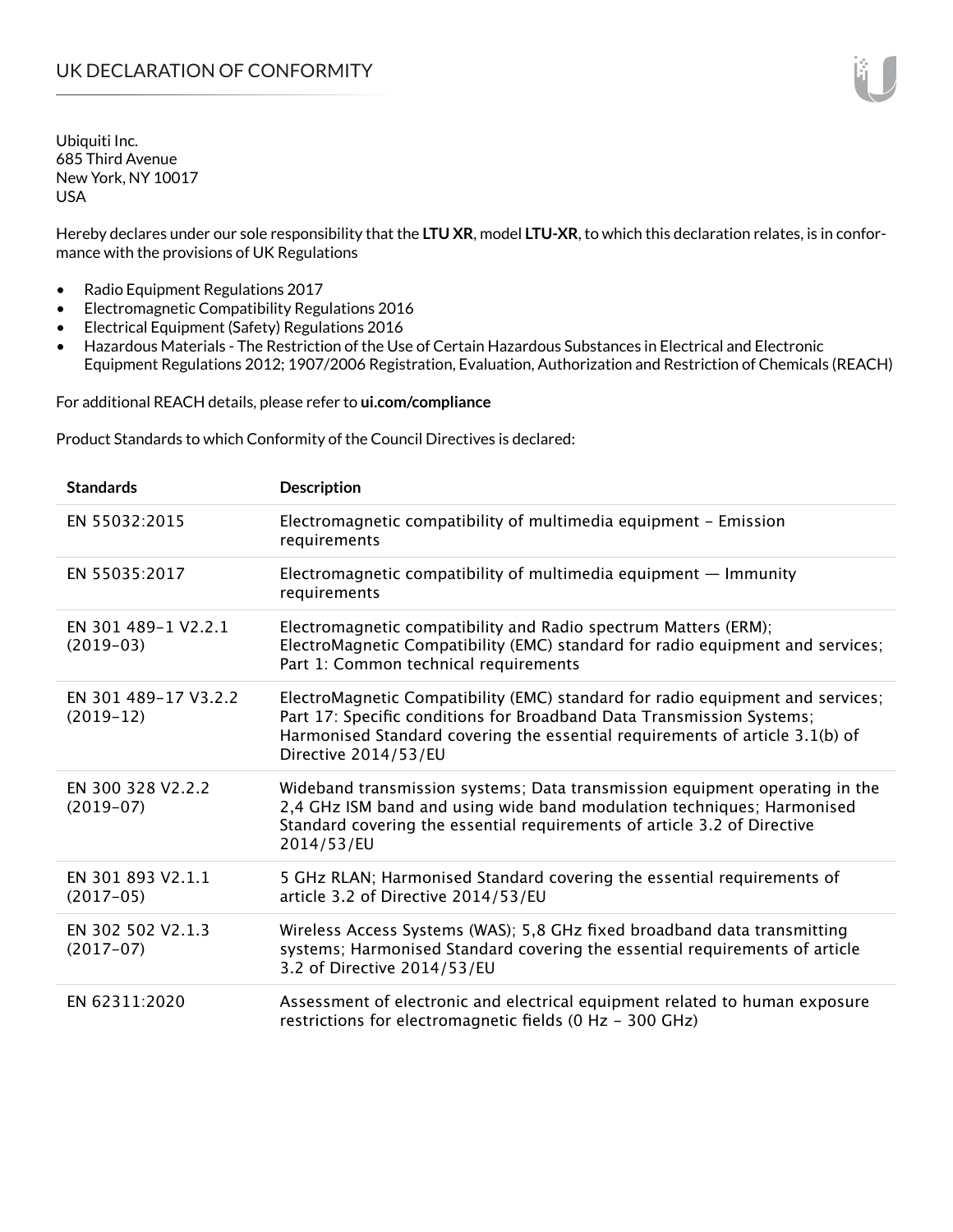# UK DECLARATION OF CONFORMITY

Ubiquiti Inc.
685 Third Avenue
New York, NY 10017
USA

Hereby declares under our sole responsibility that the **LTU XR**, model **LTU-XR**, to which this declaration relates, is in conformance with the provisions of UK Regulations

- Radio Equipment Regulations 2017
- Electromagnetic Compatibility Regulations 2016
- Electrical Equipment (Safety) Regulations 2016
- Hazardous Materials - The Restriction of the Use of Certain Hazardous Substances in Electrical and Electronic Equipment Regulations 2012; 1907/2006 Registration, Evaluation, Authorization and Restriction of Chemicals (REACH)

For additional REACH details, please refer to **ui.com/compliance**

Product Standards to which Conformity of the Council Directives is declared:

| Standards | Description |
|---|---|
| EN 55032:2015 | Electromagnetic compatibility of multimedia equipment – Emission requirements |
| EN 55035:2017 | Electromagnetic compatibility of multimedia equipment — Immunity requirements |
| EN 301 489-1 V2.2.1 (2019-03) | Electromagnetic compatibility and Radio spectrum Matters (ERM); ElectroMagnetic Compatibility (EMC) standard for radio equipment and services; Part 1: Common technical requirements |
| EN 301 489-17 V3.2.2 (2019-12) | ElectroMagnetic Compatibility (EMC) standard for radio equipment and services; Part 17: Specific conditions for Broadband Data Transmission Systems; Harmonised Standard covering the essential requirements of article 3.1(b) of Directive 2014/53/EU |
| EN 300 328 V2.2.2 (2019-07) | Wideband transmission systems; Data transmission equipment operating in the 2,4 GHz ISM band and using wide band modulation techniques; Harmonised Standard covering the essential requirements of article 3.2 of Directive 2014/53/EU |
| EN 301 893 V2.1.1 (2017-05) | 5 GHz RLAN; Harmonised Standard covering the essential requirements of article 3.2 of Directive 2014/53/EU |
| EN 302 502 V2.1.3 (2017-07) | Wireless Access Systems (WAS); 5,8 GHz fixed broadband data transmitting systems; Harmonised Standard covering the essential requirements of article 3.2 of Directive 2014/53/EU |
| EN 62311:2020 | Assessment of electronic and electrical equipment related to human exposure restrictions for electromagnetic fields (0 Hz - 300 GHz) |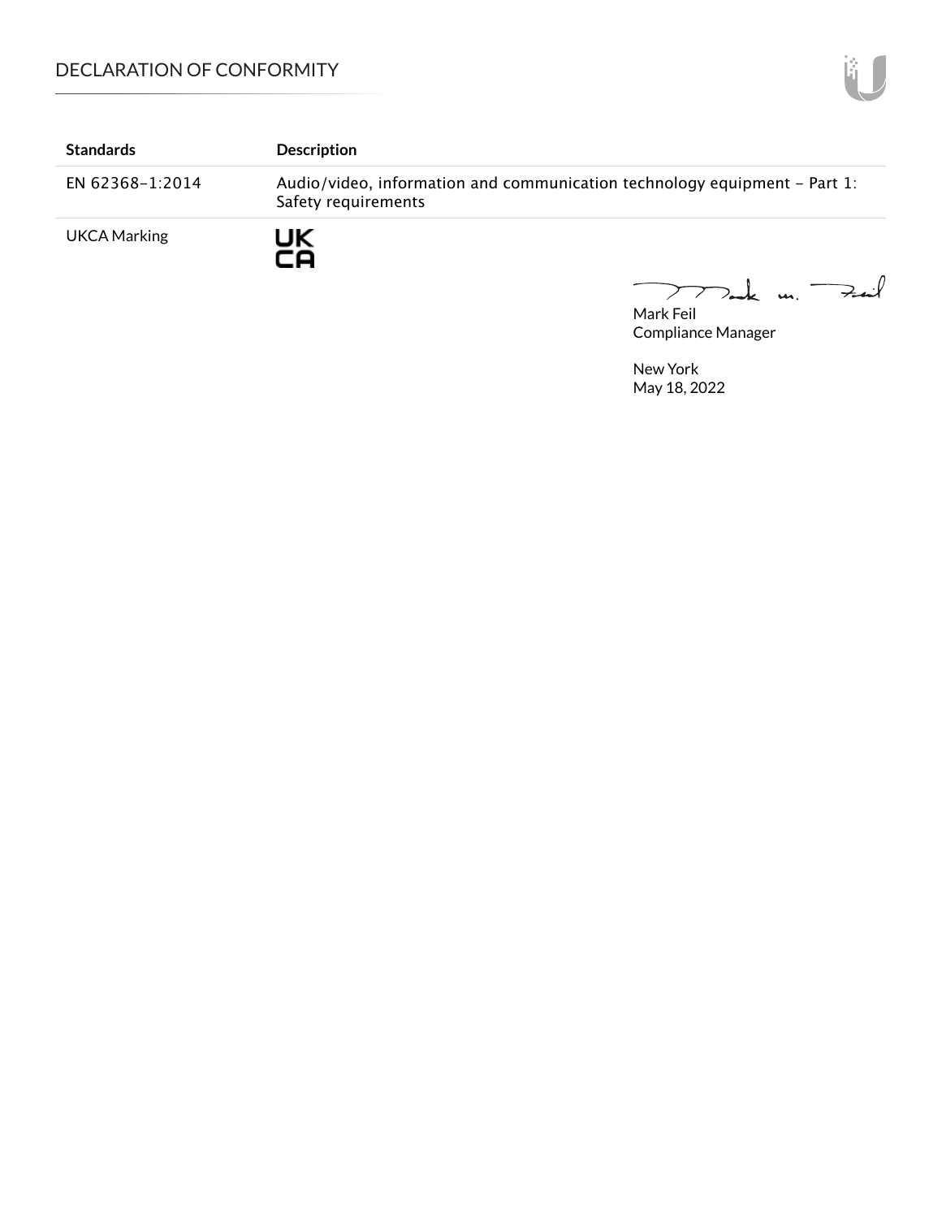| Standards | Description |
|---|---|
| EN 62368-1:2014 | Audio/video, information and communication technology equipment – Part 1: Safety requirements |
| UKCA Marking | UK CA |

Mark Feil
Compliance Manager

New York
May 18, 2022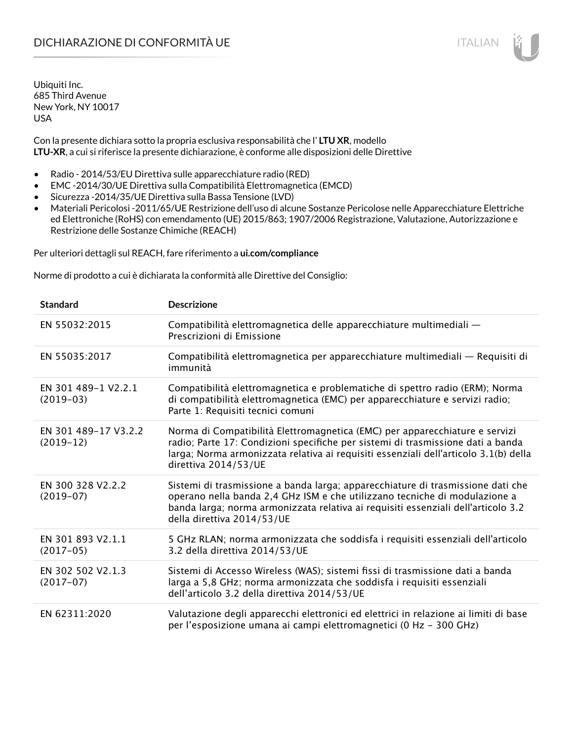# DICHIARAZIONE DI CONFORMITÀ UE

Ubiquiti Inc.
685 Third Avenue
New York, NY 10017
USA

Con la presente dichiara sotto la propria esclusiva responsabilità che l' **LTU XR**, modello **LTU-XR**, a cui si riferisce la presente dichiarazione, è conforme alle disposizioni delle Direttive

- Radio - 2014/53/EU Direttiva sulle apparecchiature radio (RED)
- EMC -2014/30/UE Direttiva sulla Compatibilità Elettromagnetica (EMCD)
- Sicurezza -2014/35/UE Direttiva sulla Bassa Tensione (LVD)
- Materiali Pericolosi -2011/65/UE Restrizione dell'uso di alcune Sostanze Pericolose nelle Apparecchiature Elettriche ed Elettroniche (RoHS) con emendamento (UE) 2015/863; 1907/2006 Registrazione, Valutazione, Autorizzazione e Restrizione delle Sostanze Chimiche (REACH)

Per ulteriori dettagli sul REACH, fare riferimento a **ui.com/compliance**

Norme di prodotto a cui è dichiarata la conformità alle Direttive del Consiglio:

| Standard | Descrizione |
| --- | --- |
| EN 55032:2015 | Compatibilità elettromagnetica delle apparecchiature multimediali — Prescrizioni di Emissione |
| EN 55035:2017 | Compatibilità elettromagnetica per apparecchiature multimediali — Requisiti di immunità |
| EN 301 489-1 V2.2.1 (2019-03) | Compatibilità elettromagnetica e problematiche di spettro radio (ERM); Norma di compatibilità elettromagnetica (EMC) per apparecchiature e servizi radio; Parte 1: Requisiti tecnici comuni |
| EN 301 489-17 V3.2.2 (2019-12) | Norma di Compatibilità Elettromagnetica (EMC) per apparecchiature e servizi radio; Parte 17: Condizioni specifiche per sistemi di trasmissione dati a banda larga; Norma armonizzata relativa ai requisiti essenziali dell'articolo 3.1(b) della direttiva 2014/53/UE |
| EN 300 328 V2.2.2 (2019-07) | Sistemi di trasmissione a banda larga; apparecchiature di trasmissione dati che operano nella banda 2,4 GHz ISM e che utilizzano tecniche di modulazione a banda larga; norma armonizzata relativa ai requisiti essenziali dell'articolo 3.2 della direttiva 2014/53/UE |
| EN 301 893 V2.1.1 (2017-05) | 5 GHz RLAN; norma armonizzata che soddisfa i requisiti essenziali dell'articolo 3.2 della direttiva 2014/53/UE |
| EN 302 502 V2.1.3 (2017-07) | Sistemi di Accesso Wireless (WAS); sistemi fissi di trasmissione dati a banda larga a 5,8 GHz; norma armonizzata che soddisfa i requisiti essenziali dell'articolo 3.2 della direttiva 2014/53/UE |
| EN 62311:2020 | Valutazione degli apparecchi elettronici ed elettrici in relazione ai limiti di base per l'esposizione umana ai campi elettromagnetici (0 Hz - 300 GHz) |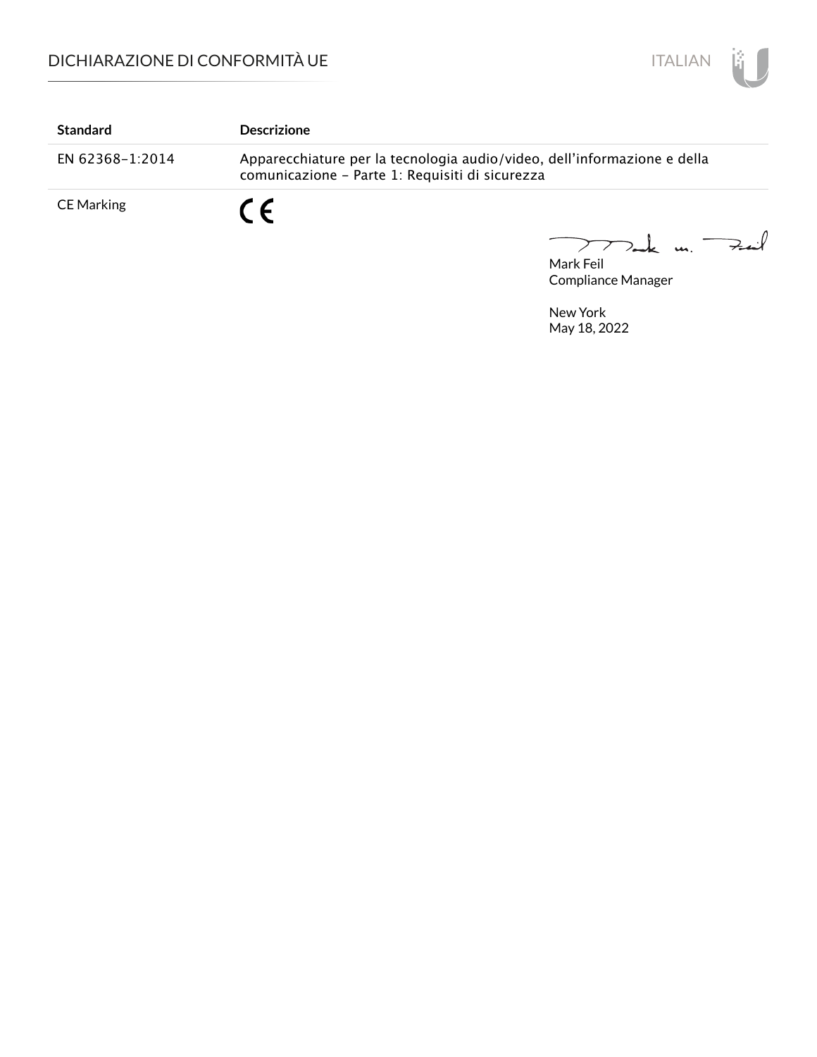| Standard | Descrizione |
|---|---|
| EN 62368-1:2014 | Apparecchiature per la tecnologia audio/video, dell’informazione e della comunicazione - Parte 1: Requisiti di sicurezza |
| CE Marking | CE |

Mark Feil
Compliance Manager

New York
May 18, 2022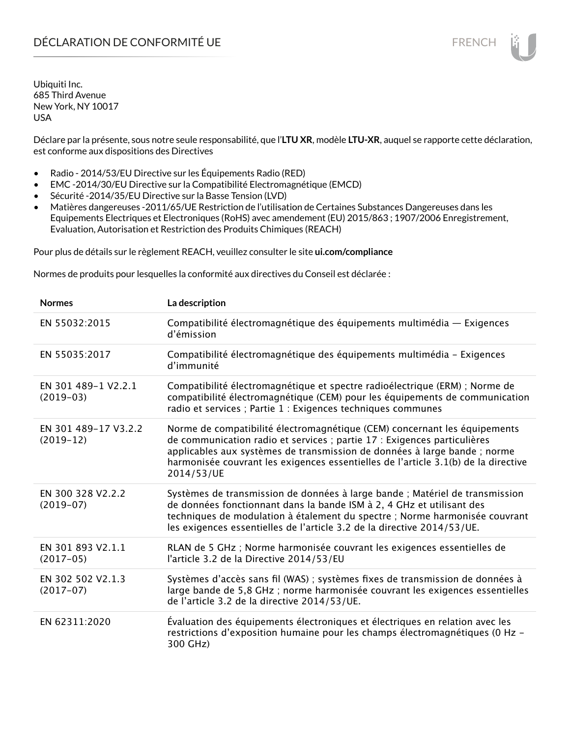# DÉCLARATION DE CONFORMITÉ UE

Ubiquiti Inc.
685 Third Avenue
New York, NY 10017
USA

Déclare par la présente, sous notre seule responsabilité, que l'**LTU XR**, modèle **LTU-XR**, auquel se rapporte cette déclaration, est conforme aux dispositions des Directives

- Radio - 2014/53/EU Directive sur les Équipements Radio (RED)
- EMC -2014/30/EU Directive sur la Compatibilité Electromagnétique (EMCD)
- Sécurité -2014/35/EU Directive sur la Basse Tension (LVD)
- Matières dangereuses -2011/65/UE Restriction de l'utilisation de Certaines Substances Dangereuses dans les Equipements Electriques et Electroniques (RoHS) avec amendement (EU) 2015/863 ; 1907/2006 Enregistrement, Evaluation, Autorisation et Restriction des Produits Chimiques (REACH)

Pour plus de détails sur le règlement REACH, veuillez consulter le site **ui.com/compliance**

Normes de produits pour lesquelles la conformité aux directives du Conseil est déclarée :

| Normes | La description |
|---|---|
| EN 55032:2015 | Compatibilité électromagnétique des équipements multimédia — Exigences d'émission |
| EN 55035:2017 | Compatibilité électromagnétique des équipements multimédia – Exigences d'immunité |
| EN 301 489-1 V2.2.1 (2019-03) | Compatibilité électromagnétique et spectre radioélectrique (ERM) ; Norme de compatibilité électromagnétique (CEM) pour les équipements de communication radio et services ; Partie 1 : Exigences techniques communes |
| EN 301 489-17 V3.2.2 (2019-12) | Norme de compatibilité électromagnétique (CEM) concernant les équipements de communication radio et services ; partie 17 : Exigences particulières applicables aux systèmes de transmission de données à large bande ; norme harmonisée couvrant les exigences essentielles de l'article 3.1(b) de la directive 2014/53/UE |
| EN 300 328 V2.2.2 (2019-07) | Systèmes de transmission de données à large bande ; Matériel de transmission de données fonctionnant dans la bande ISM à 2, 4 GHz et utilisant des techniques de modulation à étalement du spectre ; Norme harmonisée couvrant les exigences essentielles de l'article 3.2 de la directive 2014/53/UE. |
| EN 301 893 V2.1.1 (2017-05) | RLAN de 5 GHz ; Norme harmonisée couvrant les exigences essentielles de l'article 3.2 de la Directive 2014/53/EU |
| EN 302 502 V2.1.3 (2017-07) | Systèmes d'accès sans fil (WAS) ; systèmes fixes de transmission de données à large bande de 5,8 GHz ; norme harmonisée couvrant les exigences essentielles de l'article 3.2 de la directive 2014/53/UE. |
| EN 62311:2020 | Évaluation des équipements électroniques et électriques en relation avec les restrictions d'exposition humaine pour les champs électromagnétiques (0 Hz – 300 GHz) |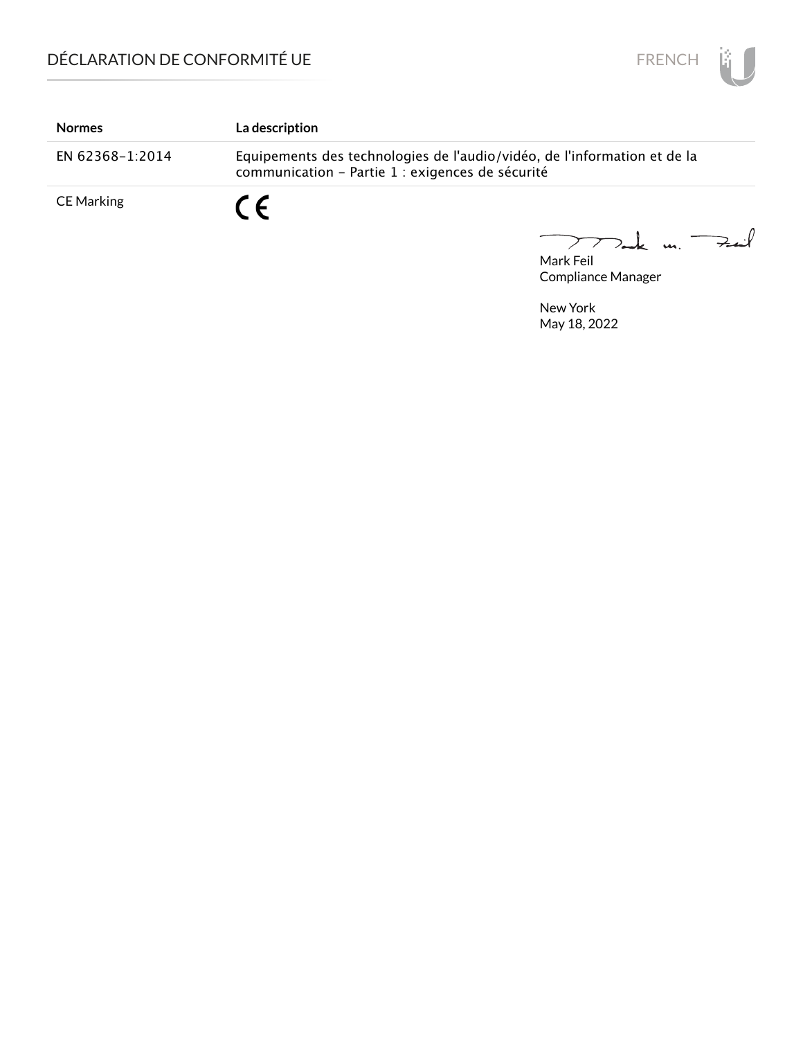| Normes | La description |
| --- | --- |
| EN 62368-1:2014 | Equipements des technologies de l'audio/vidéo, de l'information et de la communication - Partie 1 : exigences de sécurité |
| CE Marking | CE |

Mark Feil
Compliance Manager

New York
May 18, 2022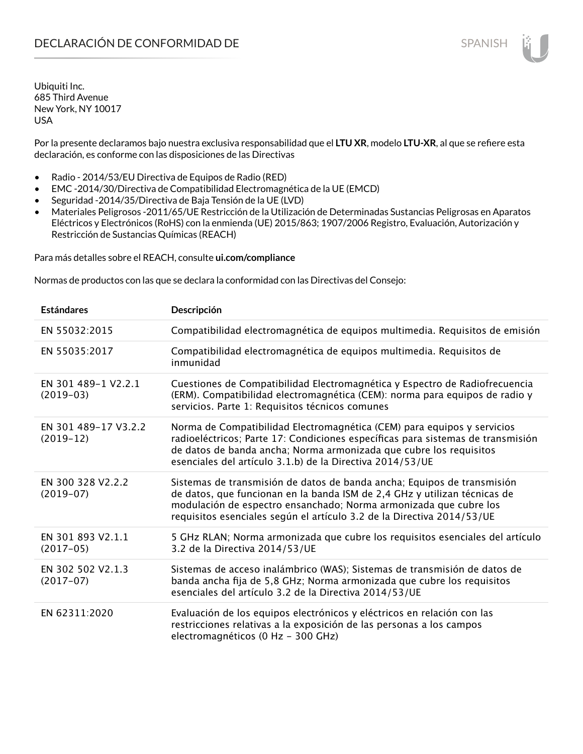# DECLARACIÓN DE CONFORMIDAD DE

Ubiquiti Inc.
685 Third Avenue
New York, NY 10017
USA

Por la presente declaramos bajo nuestra exclusiva responsabilidad que el **LTU XR**, modelo **LTU-XR**, al que se refiere esta declaración, es conforme con las disposiciones de las Directivas

- Radio - 2014/53/EU Directiva de Equipos de Radio (RED)
- EMC -2014/30/Directiva de Compatibilidad Electromagnética de la UE (EMCD)
- Seguridad -2014/35/Directiva de Baja Tensión de la UE (LVD)
- Materiales Peligrosos -2011/65/UE Restricción de la Utilización de Determinadas Sustancias Peligrosas en Aparatos Eléctricos y Electrónicos (RoHS) con la enmienda (UE) 2015/863; 1907/2006 Registro, Evaluación, Autorización y Restricción de Sustancias Químicas (REACH)

Para más detalles sobre el REACH, consulte **ui.com/compliance**

Normas de productos con las que se declara la conformidad con las Directivas del Consejo:

| Estándares | Descripción |
|---|---|
| EN 55032:2015 | Compatibilidad electromagnética de equipos multimedia. Requisitos de emisión |
| EN 55035:2017 | Compatibilidad electromagnética de equipos multimedia. Requisitos de inmunidad |
| EN 301 489-1 V2.2.1 (2019-03) | Cuestiones de Compatibilidad Electromagnética y Espectro de Radiofrecuencia (ERM). Compatibilidad electromagnética (CEM): norma para equipos de radio y servicios. Parte 1: Requisitos técnicos comunes |
| EN 301 489-17 V3.2.2 (2019-12) | Norma de Compatibilidad Electromagnética (CEM) para equipos y servicios radioeléctricos; Parte 17: Condiciones específicas para sistemas de transmisión de datos de banda ancha; Norma armonizada que cubre los requisitos esenciales del artículo 3.1.b) de la Directiva 2014/53/UE |
| EN 300 328 V2.2.2 (2019-07) | Sistemas de transmisión de datos de banda ancha; Equipos de transmisión de datos, que funcionan en la banda ISM de 2,4 GHz y utilizan técnicas de modulación de espectro ensanchado; Norma armonizada que cubre los requisitos esenciales según el artículo 3.2 de la Directiva 2014/53/UE |
| EN 301 893 V2.1.1 (2017-05) | 5 GHz RLAN; Norma armonizada que cubre los requisitos esenciales del artículo 3.2 de la Directiva 2014/53/UE |
| EN 302 502 V2.1.3 (2017-07) | Sistemas de acceso inalámbrico (WAS); Sistemas de transmisión de datos de banda ancha fija de 5,8 GHz; Norma armonizada que cubre los requisitos esenciales del artículo 3.2 de la Directiva 2014/53/UE |
| EN 62311:2020 | Evaluación de los equipos electrónicos y eléctricos en relación con las restricciones relativas a la exposición de las personas a los campos electromagnéticos (0 Hz - 300 GHz) |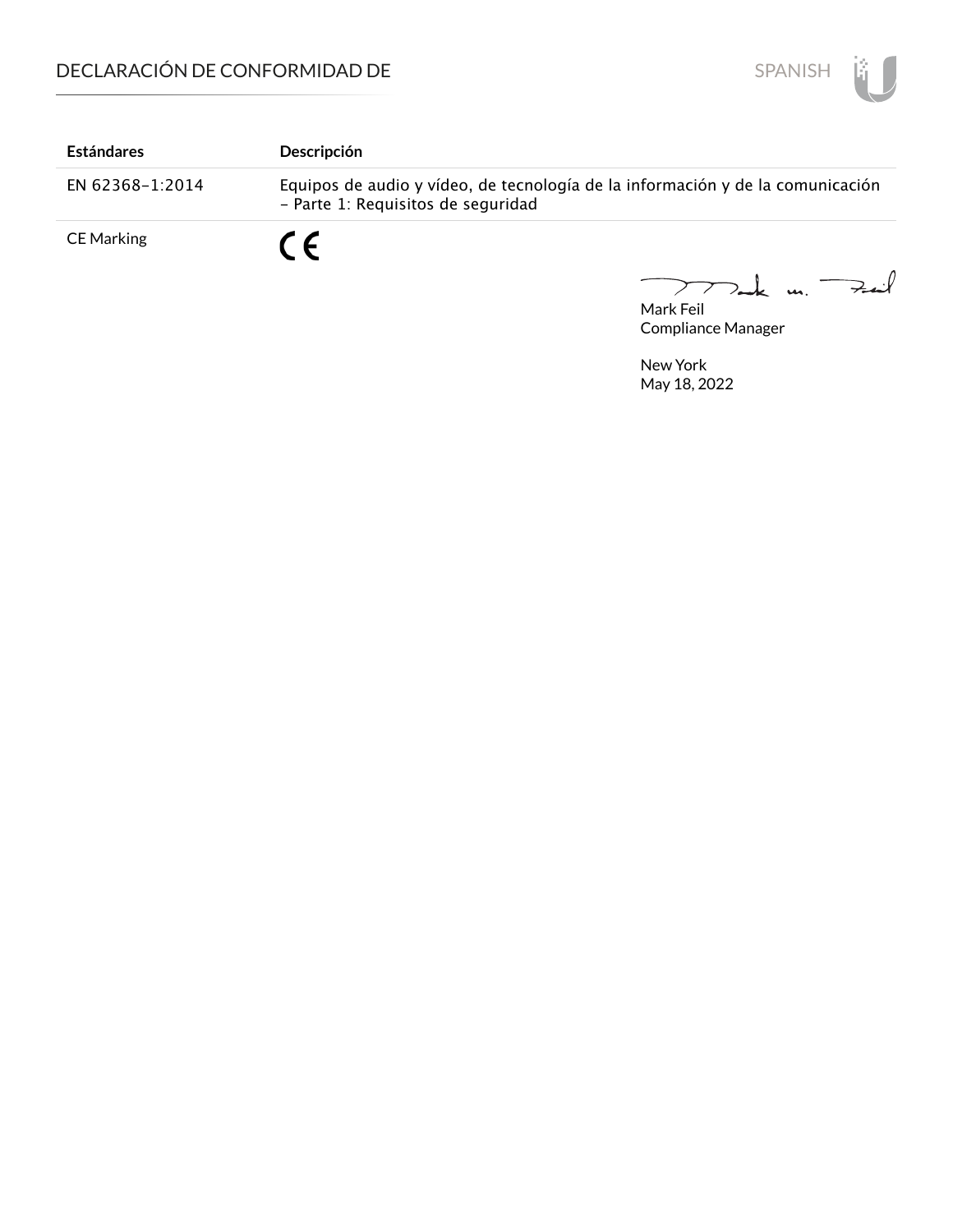| Estándares | Descripción |
|---|---|
| EN 62368-1:2014 | Equipos de audio y vídeo, de tecnología de la información y de la comunicación - Parte 1: Requisitos de seguridad |
| CE Marking | CE |

Mark Feil
Compliance Manager

New York
May 18, 2022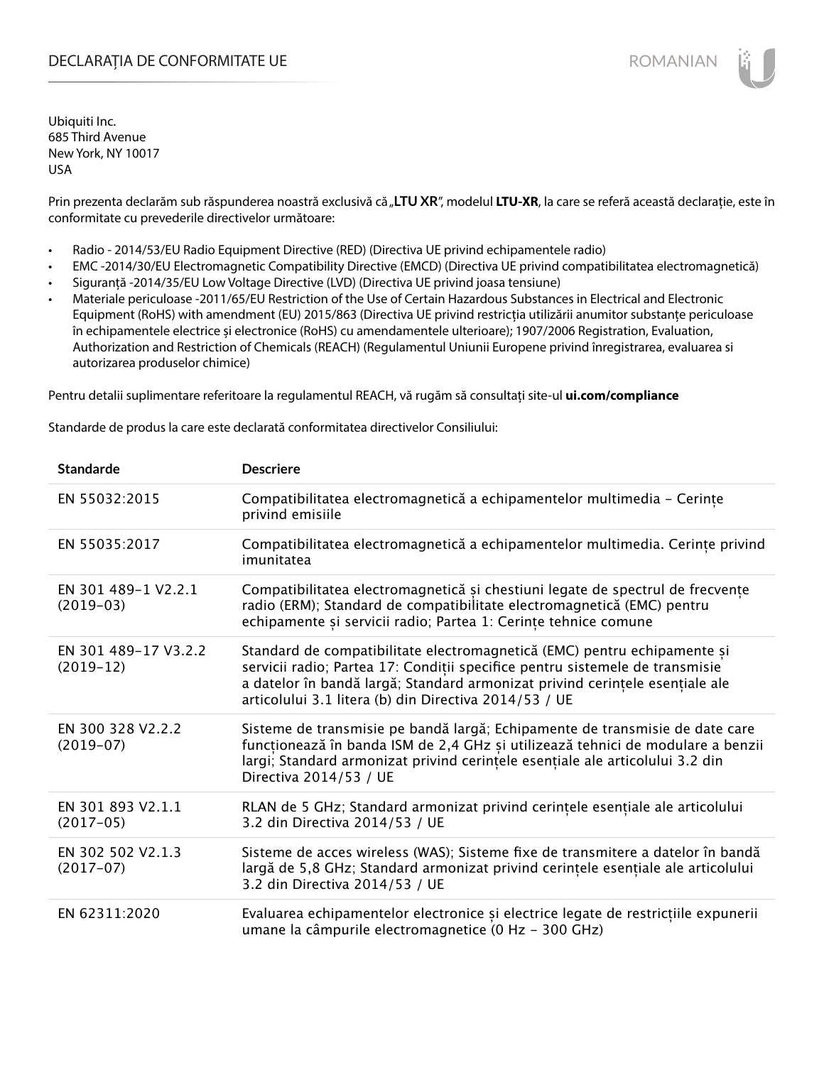# DECLARAȚIA DE CONFORMITATE UE

Ubiquiti Inc.
685 Third Avenue
New York, NY 10017
USA

Prin prezenta declarăm sub răspunderea noastră exclusivă că „**LTU XR**", modelul **LTU-XR**, la care se referă această declarație, este în conformitate cu prevederile directivelor următoare:

- Radio - 2014/53/EU Radio Equipment Directive (RED) (Directiva UE privind echipamentele radio)
- EMC -2014/30/EU Electromagnetic Compatibility Directive (EMCD) (Directiva UE privind compatibilitatea electromagnetică)
- Siguranță -2014/35/EU Low Voltage Directive (LVD) (Directiva UE privind joasa tensiune)
- Materiale periculoase -2011/65/EU Restriction of the Use of Certain Hazardous Substances in Electrical and Electronic Equipment (RoHS) with amendment (EU) 2015/863 (Directiva UE privind restricția utilizării anumitor substanțe periculoase în echipamentele electrice și electronice (RoHS) cu amendamentele ulterioare); 1907/2006 Registration, Evaluation, Authorization and Restriction of Chemicals (REACH) (Regulamentul Uniunii Europene privind înregistrarea, evaluarea si autorizarea produselor chimice)

Pentru detalii suplimentare referitoare la regulamentul REACH, vă rugăm să consultați site-ul **ui.com/compliance**

Standarde de produs la care este declarată conformitatea directivelor Consiliului:

| Standarde | Descriere |
|---|---|
| EN 55032:2015 | Compatibilitatea electromagnetică a echipamentelor multimedia – Cerințe privind emisiile |
| EN 55035:2017 | Compatibilitatea electromagnetică a echipamentelor multimedia. Cerințe privind imunitatea |
| EN 301 489-1 V2.2.1 (2019-03) | Compatibilitatea electromagnetică și chestiuni legate de spectrul de frecvențe radio (ERM); Standard de compatibilitate electromagnetică (EMC) pentru echipamente și servicii radio; Partea 1: Cerințe tehnice comune |
| EN 301 489-17 V3.2.2 (2019-12) | Standard de compatibilitate electromagnetică (EMC) pentru echipamente și servicii radio; Partea 17: Condiții specifice pentru sistemele de transmisie a datelor în bandă largă; Standard armonizat privind cerințele esențiale ale articolului 3.1 litera (b) din Directiva 2014/53 / UE |
| EN 300 328 V2.2.2 (2019-07) | Sisteme de transmisie pe bandă largă; Echipamente de transmisie de date care funcționează în banda ISM de 2,4 GHz și utilizează tehnici de modulare a benzii largi; Standard armonizat privind cerințele esențiale ale articolului 3.2 din Directiva 2014/53 / UE |
| EN 301 893 V2.1.1 (2017-05) | RLAN de 5 GHz; Standard armonizat privind cerințele esențiale ale articolului 3.2 din Directiva 2014/53 / UE |
| EN 302 502 V2.1.3 (2017-07) | Sisteme de acces wireless (WAS); Sisteme fixe de transmitere a datelor în bandă largă de 5,8 GHz; Standard armonizat privind cerințele esențiale ale articolului 3.2 din Directiva 2014/53 / UE |
| EN 62311:2020 | Evaluarea echipamentelor electronice și electrice legate de restricțiile expunerii umane la câmpurile electromagnetice (0 Hz - 300 GHz) |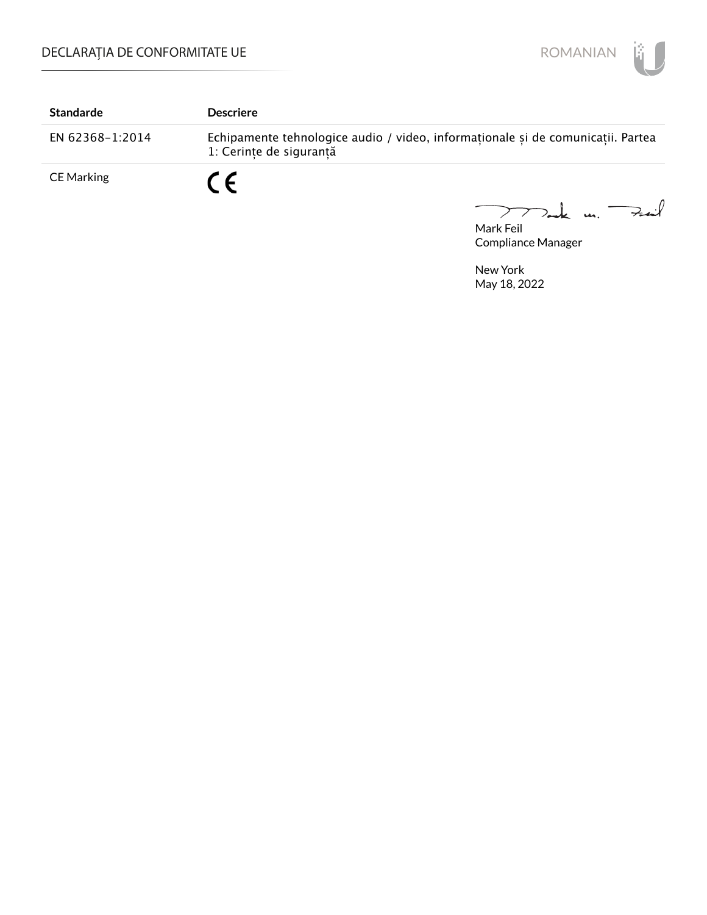| Standarde | Descriere |
| --- | --- |
| EN 62368-1:2014 | Echipamente tehnologice audio / video, informaționale și de comunicații. Partea 1: Cerințe de siguranță |
| CE Marking | CE |

Mark Feil
Compliance Manager

New York
May 18, 2022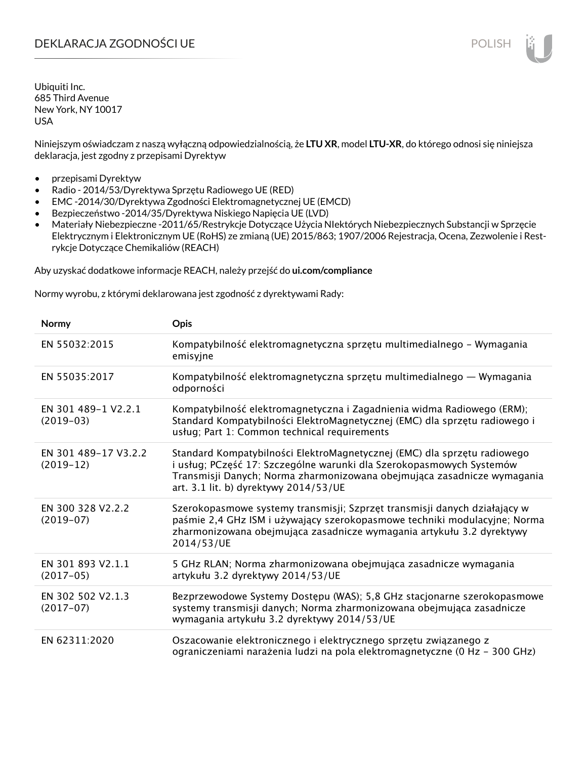# DEKLARACJA ZGODNOŚCI UE

Ubiquiti Inc.
685 Third Avenue
New York, NY 10017
USA

Niniejszym oświadczam z naszą wyłączną odpowiedzialnością, że **LTU XR**, model **LTU-XR**, do którego odnosi się niniejsza deklaracja, jest zgodny z przepisami Dyrektyw

- przepisami Dyrektyw
- Radio - 2014/53/Dyrektywa Sprzętu Radiowego UE (RED)
- EMC -2014/30/Dyrektywa Zgodności Elektromagnetycznej UE (EMCD)
- Bezpieczeństwo -2014/35/Dyrektywa Niskiego Napięcia UE (LVD)
- Materiały Niebezpieczne -2011/65/Restrykcje Dotyczące Użycia NIektórych Niebezpiecznych Substancji w Sprzęcie Elektrycznym i Elektronicznym UE (RoHS) ze zmianą (UE) 2015/863; 1907/2006 Rejestracja, Ocena, Zezwolenie i Restrykcje Dotyczące Chemikaliów (REACH)

Aby uzyskać dodatkowe informacje REACH, należy przejść do **ui.com/compliance**

Normy wyrobu, z którymi deklarowana jest zgodność z dyrektywami Rady:

| Normy | Opis |
|---|---|
| EN 55032:2015 | Kompatybilność elektromagnetyczna sprzętu multimedialnego – Wymagania emisyjne |
| EN 55035:2017 | Kompatybilność elektromagnetyczna sprzętu multimedialnego — Wymagania odporności |
| EN 301 489-1 V2.2.1 (2019-03) | Kompatybilność elektromagnetyczna i Zagadnienia widma Radiowego (ERM); Standard Kompatybilności ElektroMagnetycznej (EMC) dla sprzętu radiowego i usług; Part 1: Common technical requirements |
| EN 301 489-17 V3.2.2 (2019-12) | Standard Kompatybilności ElektroMagnetycznej (EMC) dla sprzętu radiowego i usług; PCzęść 17: Szczególne warunki dla Szerokopasmowych Systemów Transmisji Danych; Norma zharmonizowana obejmująca zasadnicze wymagania art. 3.1 lit. b) dyrektywy 2014/53/UE |
| EN 300 328 V2.2.2 (2019-07) | Szerokopasmowe systemy transmisji; Szprzęt transmisji danych działający w paśmie 2,4 GHz ISM i używający szerokopasmowe techniki modulacyjne; Norma zharmonizowana obejmująca zasadnicze wymagania artykułu 3.2 dyrektywy 2014/53/UE |
| EN 301 893 V2.1.1 (2017-05) | 5 GHz RLAN; Norma zharmonizowana obejmująca zasadnicze wymagania artykułu 3.2 dyrektywy 2014/53/UE |
| EN 302 502 V2.1.3 (2017-07) | Bezprzewodowe Systemy Dostępu (WAS); 5,8 GHz stacjonarne szerokopasmowe systemy transmisji danych; Norma zharmonizowana obejmująca zasadnicze wymagania artykułu 3.2 dyrektywy 2014/53/UE |
| EN 62311:2020 | Oszacowanie elektronicznego i elektrycznego sprzętu związanego z ograniczeniami narażenia ludzi na pola elektromagnetyczne (0 Hz – 300 GHz) |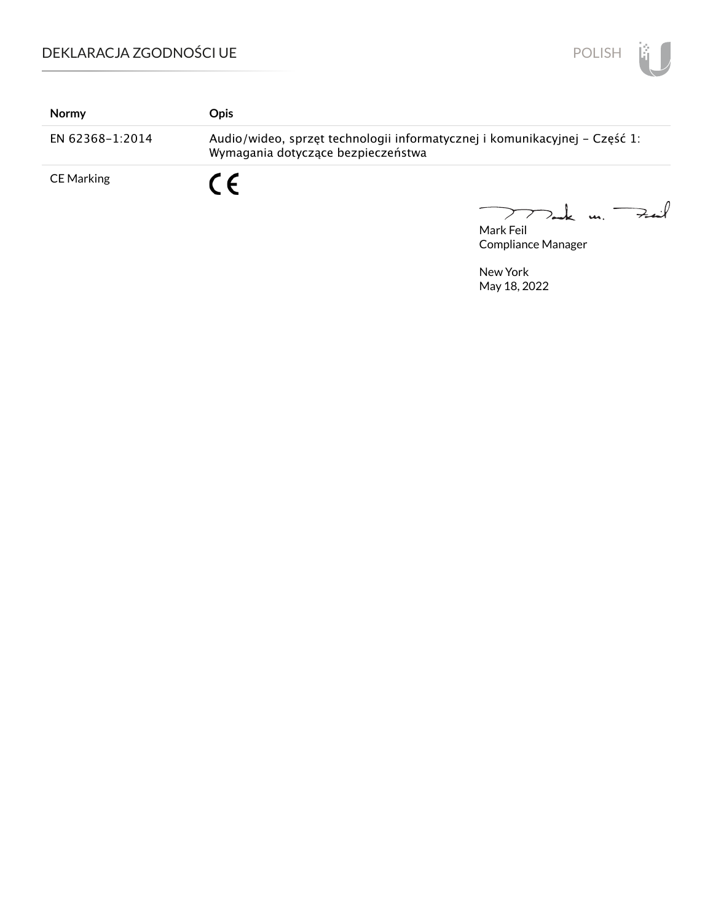| Normy | Opis |
| --- | --- |
| EN 62368-1:2014 | Audio/wideo, sprzęt technologii informatycznej i komunikacyjnej – Część 1: Wymagania dotyczące bezpieczeństwa |
| CE Marking | CE |

Mark Feil
Compliance Manager

New York
May 18, 2022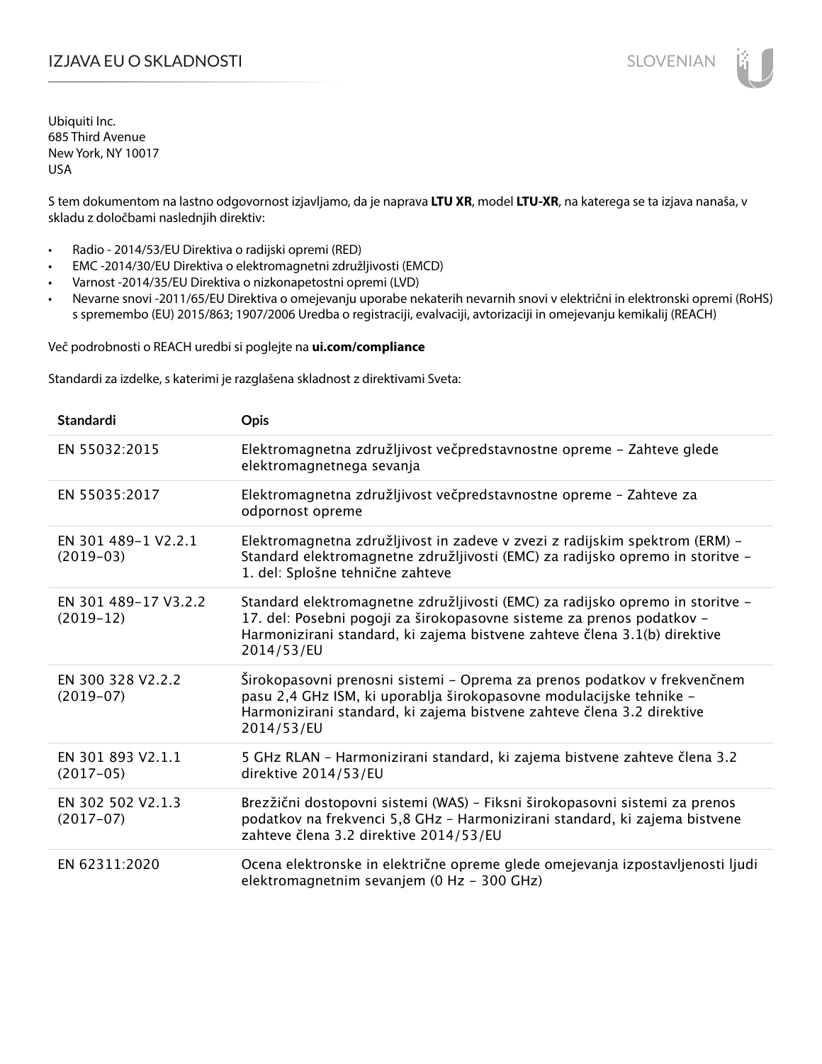# IZJAVA EU O SKLADNOSTI

Ubiquiti Inc.
685 Third Avenue
New York, NY 10017
USA

S tem dokumentom na lastno odgovornost izjavljamo, da je naprava **LTU XR**, model **LTU-XR**, na katerega se ta izjava nanaša, v skladu z določbami naslednjih direktiv:

- Radio - 2014/53/EU Direktiva o radijski opremi (RED)
- EMC -2014/30/EU Direktiva o elektromagnetni združljivosti (EMCD)
- Varnost -2014/35/EU Direktiva o nizkonapetostni opremi (LVD)
- Nevarne snovi -2011/65/EU Direktiva o omejevanju uporabe nekaterih nevarnih snovi v električni in elektronski opremi (RoHS) s spremembo (EU) 2015/863; 1907/2006 Uredba o registraciji, evalvaciji, avtorizaciji in omejevanju kemikalij (REACH)

Več podrobnosti o REACH uredbi si poglejte na **ui.com/compliance**

Standardi za izdelke, s katerimi je razglašena skladnost z direktivami Sveta:

| Standardi | Opis |
|---|---|
| EN 55032:2015 | Elektromagnetna združljivost večpredstavnostne opreme – Zahteve glede elektromagnetnega sevanja |
| EN 55035:2017 | Elektromagnetna združljivost večpredstavnostne opreme – Zahteve za odpornost opreme |
| EN 301 489-1 V2.2.1 (2019-03) | Elektromagnetna združljivost in zadeve v zvezi z radijskim spektrom (ERM) – Standard elektromagnetne združljivosti (EMC) za radijsko opremo in storitve – 1. del: Splošne tehnične zahteve |
| EN 301 489-17 V3.2.2 (2019-12) | Standard elektromagnetne združljivosti (EMC) za radijsko opremo in storitve – 17. del: Posebni pogoji za širokopasovne sisteme za prenos podatkov – Harmonizirani standard, ki zajema bistvene zahteve člena 3.1(b) direktive 2014/53/EU |
| EN 300 328 V2.2.2 (2019-07) | Širokopasovni prenosni sistemi – Oprema za prenos podatkov v frekvenčnem pasu 2,4 GHz ISM, ki uporablja širokopasovne modulacijske tehnike – Harmonizirani standard, ki zajema bistvene zahteve člena 3.2 direktive 2014/53/EU |
| EN 301 893 V2.1.1 (2017-05) | 5 GHz RLAN – Harmonizirani standard, ki zajema bistvene zahteve člena 3.2 direktive 2014/53/EU |
| EN 302 502 V2.1.3 (2017-07) | Brezžični dostopovni sistemi (WAS) – Fiksni širokopasovni sistemi za prenos podatkov na frekvenci 5,8 GHz – Harmonizirani standard, ki zajema bistvene zahteve člena 3.2 direktive 2014/53/EU |
| EN 62311:2020 | Ocena elektronske in električne opreme glede omejevanja izpostavljenosti ljudi elektromagnetnim sevanjem (0 Hz – 300 GHz) |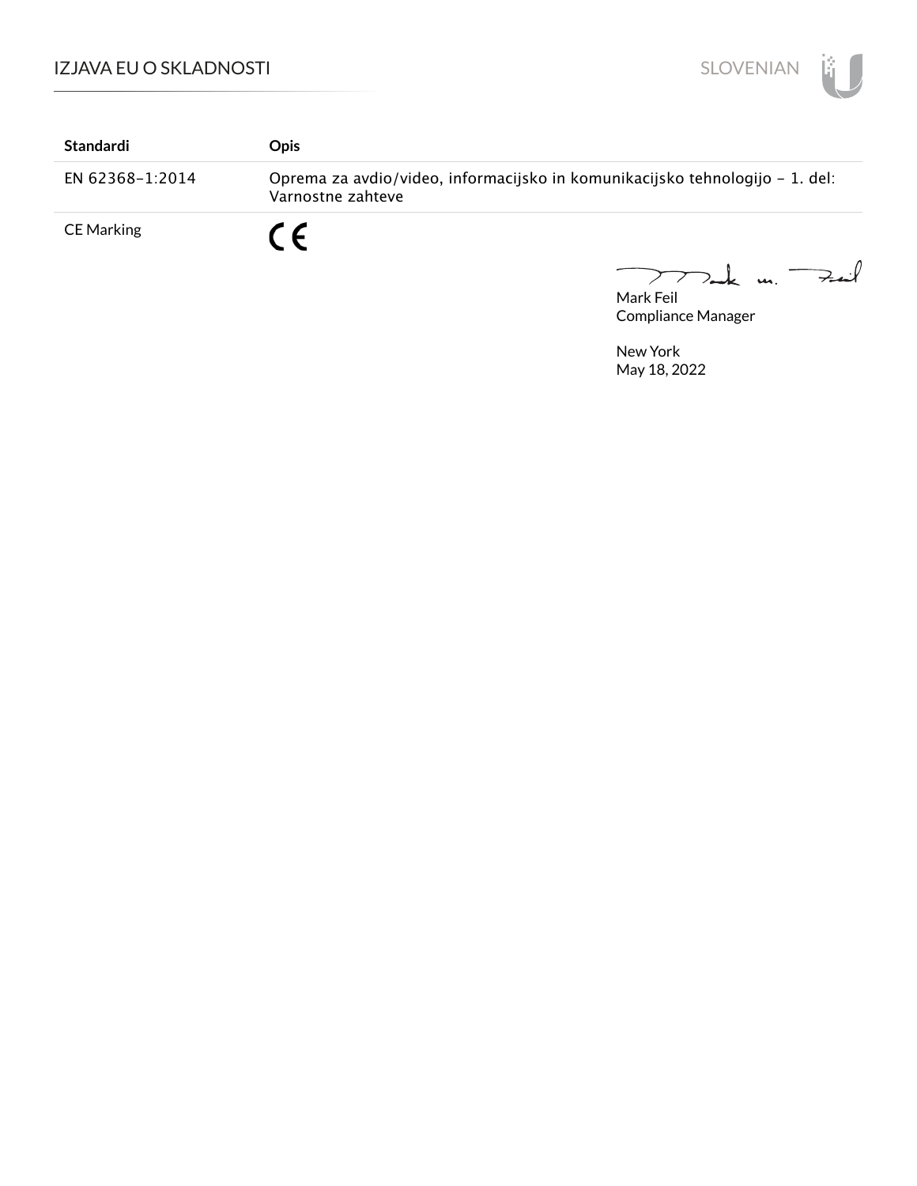| Standardi | Opis |
|---|---|
| EN 62368-1:2014 | Oprema za avdio/video, informacijsko in komunikacijsko tehnologijo - 1. del: Varnostne zahteve |
| CE Marking | CE |

Mark Feil
Compliance Manager

New York
May 18, 2022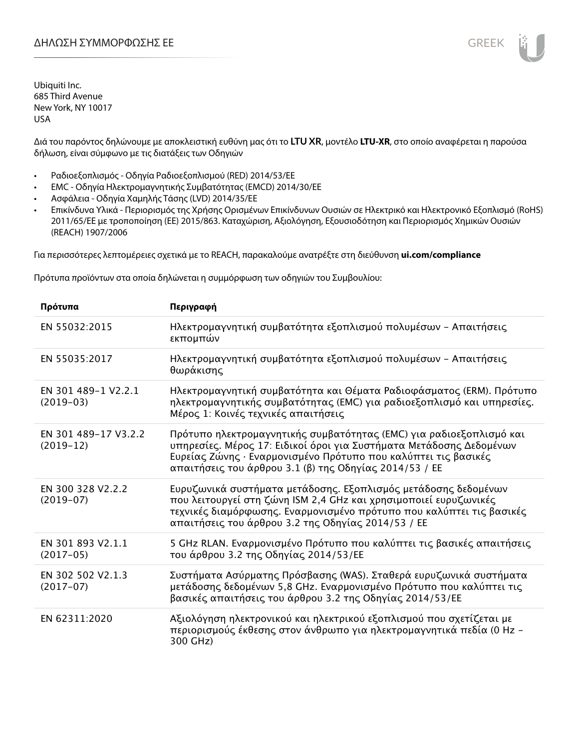Ubiquiti Inc.
685 Third Avenue
New York, NY 10017
USA

Διά του παρόντος δηλώνουμε με αποκλειστική ευθύνη μας ότι το **LTU XR**, μοντέλο **LTU-XR**, στο οποίο αναφέρεται η παρούσα δήλωση, είναι σύμφωνο με τις διατάξεις των Οδηγιών

- Ραδιοεξοπλισμός - Οδηγία Ραδιοεξοπλισμού (RED) 2014/53/ΕΕ
- EMC - Οδηγία Ηλεκτρομαγνητικής Συμβατότητας (EMCD) 2014/30/ΕΕ
- Ασφάλεια - Οδηγία Χαμηλής Τάσης (LVD) 2014/35/ΕΕ
- Επικίνδυνα Υλικά - Περιορισμός της Χρήσης Ορισμένων Επικίνδυνων Ουσιών σε Ηλεκτρικό και Ηλεκτρονικό Εξοπλισμό (RoHS) 2011/65/ΕΕ με τροποποίηση (ΕΕ) 2015/863. Καταχώριση, Αξιολόγηση, Εξουσιοδότηση και Περιορισμός Χημικών Ουσιών (REACH) 1907/2006

Για περισσότερες λεπτομέρειες σχετικά με το REACH, παρακαλούμε ανατρέξτε στη διεύθυνση **ui.com/compliance**

Πρότυπα προϊόντων στα οποία δηλώνεται η συμμόρφωση των οδηγιών του Συμβουλίου:

| Πρότυπα | Περιγραφή |
|---|---|
| EN 55032:2015 | Ηλεκτρομαγνητική συμβατότητα εξοπλισμού πολυμέσων – Απαιτήσεις εκπομπών |
| EN 55035:2017 | Ηλεκτρομαγνητική συμβατότητα εξοπλισμού πολυμέσων – Απαιτήσεις θωράκισης |
| EN 301 489-1 V2.2.1 (2019-03) | Ηλεκτρομαγνητική συμβατότητα και Θέματα Ραδιοφάσματος (ERM). Πρότυπο ηλεκτρομαγνητικής συμβατότητας (EMC) για ραδιοεξοπλισμό και υπηρεσίες. Μέρος 1: Κοινές τεχνικές απαιτήσεις |
| EN 301 489-17 V3.2.2 (2019-12) | Πρότυπο ηλεκτρομαγνητικής συμβατότητας (EMC) για ραδιοεξοπλισμό και υπηρεσίες. Μέρος 17: Ειδικοί όροι για Συστήματα Μετάδοσης Δεδομένων Ευρείας Ζώνης · Εναρμονισμένο Πρότυπο που καλύπτει τις βασικές απαιτήσεις του άρθρου 3.1 (β) της Οδηγίας 2014/53 / ΕΕ |
| EN 300 328 V2.2.2 (2019-07) | Ευρυζωνικά συστήματα μετάδοσης. Εξοπλισμός μετάδοσης δεδομένων που λειτουργεί στη ζώνη ISM 2,4 GHz και χρησιμοποιεί ευρυζωνικές τεχνικές διαμόρφωσης. Εναρμονισμένο πρότυπο που καλύπτει τις βασικές απαιτήσεις του άρθρου 3.2 της Οδηγίας 2014/53 / ΕΕ |
| EN 301 893 V2.1.1 (2017-05) | 5 GHz RLAN. Εναρμονισμένο Πρότυπο που καλύπτει τις βασικές απαιτήσεις του άρθρου 3.2 της Οδηγίας 2014/53/ΕΕ |
| EN 302 502 V2.1.3 (2017-07) | Συστήματα Ασύρματης Πρόσβασης (WAS). Σταθερά ευρυζωνικά συστήματα μετάδοσης δεδομένων 5,8 GHz. Εναρμονισμένο Πρότυπο που καλύπτει τις βασικές απαιτήσεις του άρθρου 3.2 της Οδηγίας 2014/53/ΕΕ |
| EN 62311:2020 | Αξιολόγηση ηλεκτρονικού και ηλεκτρικού εξοπλισμού που σχετίζεται με περιορισμούς έκθεσης στον άνθρωπο για ηλεκτρομαγνητικά πεδία (0 Hz – 300 GHz) |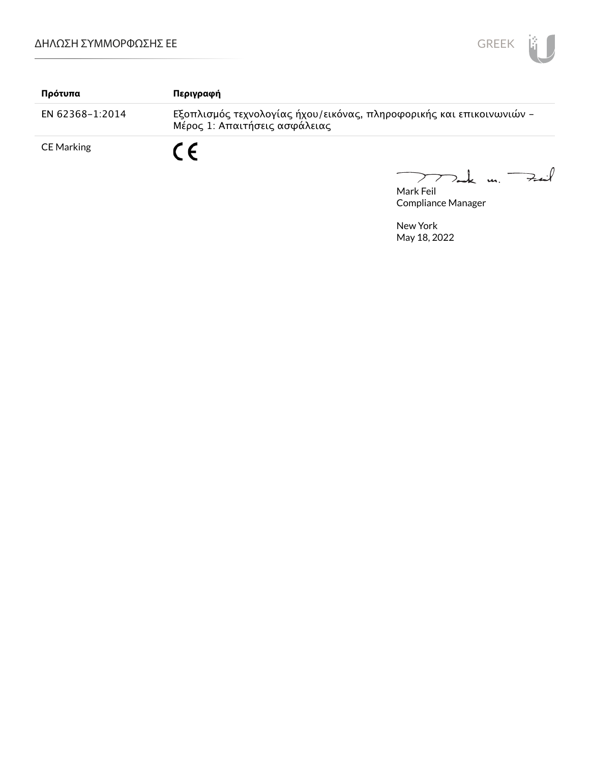| Πρότυπα | Περιγραφή |
| --- | --- |
| EN 62368-1:2014 | Εξοπλισμός τεχνολογίας ήχου/εικόνας, πληροφορικής και επικοινωνιών – Μέρος 1: Απαιτήσεις ασφάλειας |
| CE Marking | CE |

Mark Feil
Compliance Manager

New York
May 18, 2022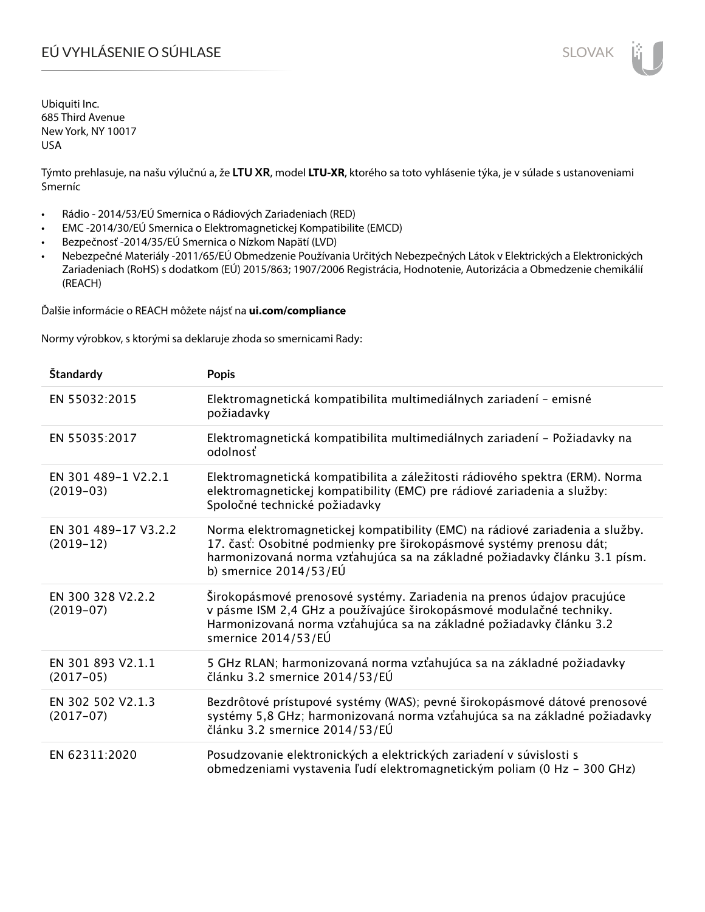# EÚ VYHLÁSENIE O SÚHLASE

Ubiquiti Inc.
685 Third Avenue
New York, NY 10017
USA

Týmto prehlasuje, na našu výlučnú a, že **LTU XR**, model **LTU-XR**, ktorého sa toto vyhlásenie týka, je v súlade s ustanoveniami Smerníc

- Rádio - 2014/53/EÚ Smernica o Rádiových Zariadeniach (RED)
- EMC -2014/30/EÚ Smernica o Elektromagnetickej Kompatibilite (EMCD)
- Bezpečnosť -2014/35/EÚ Smernica o Nízkom Napätí (LVD)
- Nebezpečné Materiály -2011/65/EÚ Obmedzenie Používania Určitých Nebezpečných Látok v Elektrických a Elektronických Zariadeniach (RoHS) s dodatkom (EÚ) 2015/863; 1907/2006 Registrácia, Hodnotenie, Autorizácia a Obmedzenie chemikálií (REACH)

Ďalšie informácie o REACH môžete nájsť na **ui.com/compliance**

Normy výrobkov, s ktorými sa deklaruje zhoda so smernicami Rady:

| Štandardy | Popis |
|---|---|
| EN 55032:2015 | Elektromagnetická kompatibilita multimediálnych zariadení – emisné požiadavky |
| EN 55035:2017 | Elektromagnetická kompatibilita multimediálnych zariadení – Požiadavky na odolnosť |
| EN 301 489-1 V2.2.1 (2019-03) | Elektromagnetická kompatibilita a záležitosti rádiového spektra (ERM). Norma elektromagnetickej kompatibility (EMC) pre rádiové zariadenia a služby: Spoločné technické požiadavky |
| EN 301 489-17 V3.2.2 (2019-12) | Norma elektromagnetickej kompatibility (EMC) na rádiové zariadenia a služby. 17. časť: Osobitné podmienky pre širokopásmové systémy prenosu dát; harmonizovaná norma vzťahujúca sa na základné požiadavky článku 3.1 písm. b) smernice 2014/53/EÚ |
| EN 300 328 V2.2.2 (2019-07) | Širokopásmové prenosové systémy. Zariadenia na prenos údajov pracujúce v pásme ISM 2,4 GHz a používajúce širokopásmové modulačné techniky. Harmonizovaná norma vzťahujúca sa na základné požiadavky článku 3.2 smernice 2014/53/EÚ |
| EN 301 893 V2.1.1 (2017-05) | 5 GHz RLAN; harmonizovaná norma vzťahujúca sa na základné požiadavky článku 3.2 smernice 2014/53/EÚ |
| EN 302 502 V2.1.3 (2017-07) | Bezdrôtové prístupové systémy (WAS); pevné širokopásmové dátové prenosové systémy 5,8 GHz; harmonizovaná norma vzťahujúca sa na základné požiadavky článku 3.2 smernice 2014/53/EÚ |
| EN 62311:2020 | Posudzovanie elektronických a elektrických zariadení v súvislosti s obmedzeniami vystavenia ľudí elektromagnetickým poliam (0 Hz – 300 GHz) |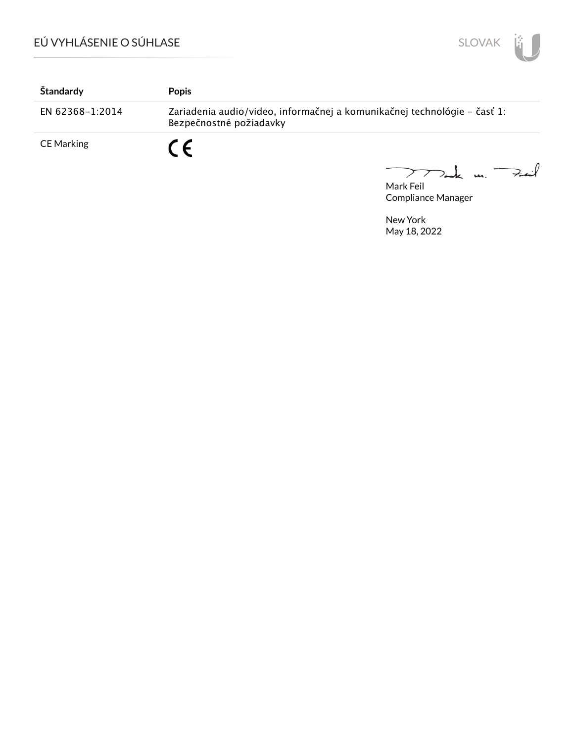| Štandardy | Popis |
|---|---|
| EN 62368-1:2014 | Zariadenia audio/video, informačnej a komunikačnej technológie - časť 1: Bezpečnostné požiadavky |
| CE Marking | CE |

Mark Feil
Compliance Manager

New York
May 18, 2022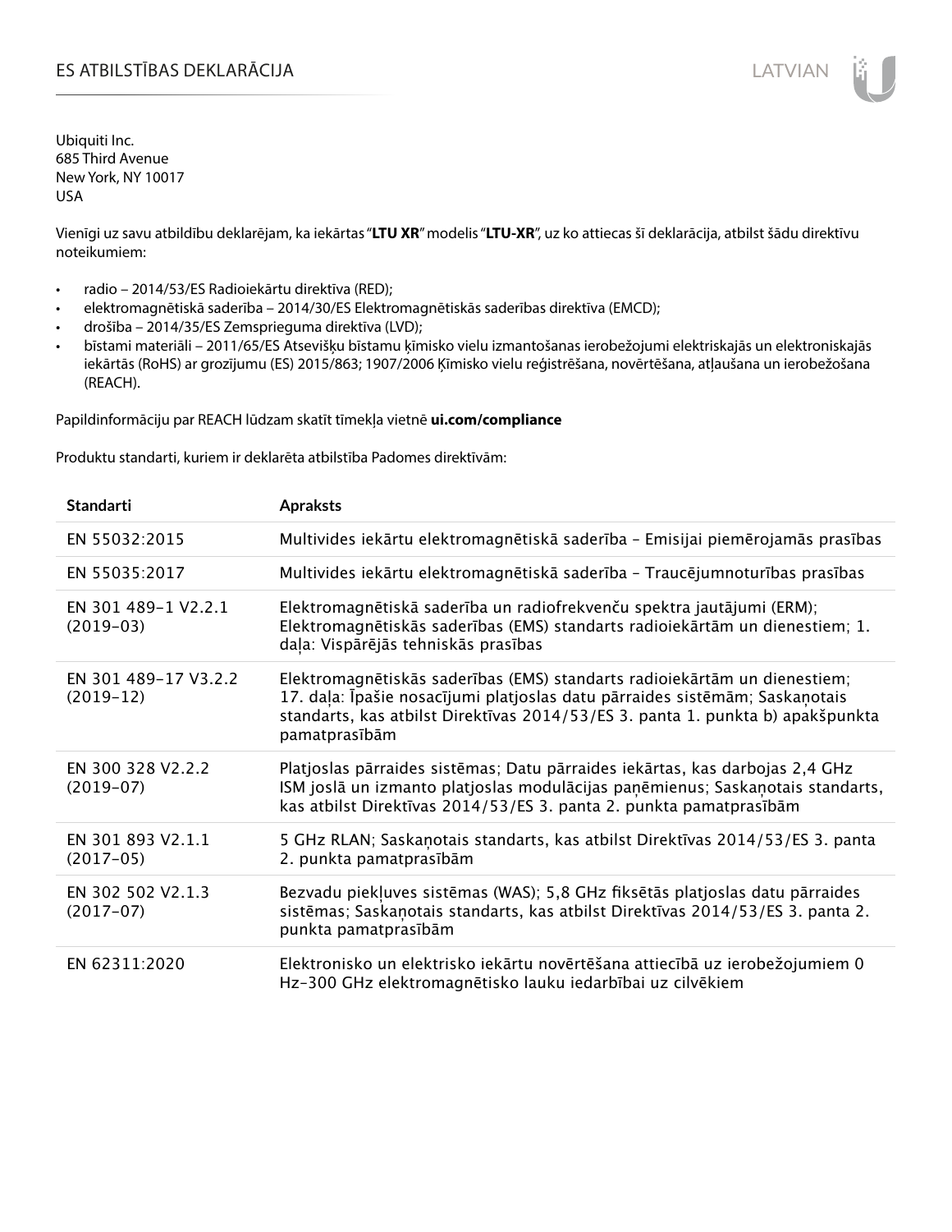# ES ATBILSTĪBAS DEKLARĀCIJA

Ubiquiti Inc.
685 Third Avenue
New York, NY 10017
USA

Vienīgi uz savu atbildību deklarējam, ka iekārtas "**LTU XR**" modelis "**LTU-XR**", uz ko attiecas šī deklarācija, atbilst šādu direktīvu noteikumiem:

- radio – 2014/53/ES Radioiekārtu direktīva (RED);
- elektromagnētiskā saderība – 2014/30/ES Elektromagnētiskās saderības direktīva (EMCD);
- drošība – 2014/35/ES Zemsprieguma direktīva (LVD);
- bīstami materiāli – 2011/65/ES Atsevišķu bīstamu ķīmisko vielu izmantošanas ierobežojumi elektriskajās un elektroniskajās iekārtās (RoHS) ar grozījumu (ES) 2015/863; 1907/2006 Ķīmisko vielu reģistrēšana, novērtēšana, atļaušana un ierobežošana (REACH).

Papildinformāciju par REACH lūdzam skatīt tīmekļa vietnē **ui.com/compliance**

Produktu standarti, kuriem ir deklarēta atbilstība Padomes direktīvām:

| Standarti | Apraksts |
|---|---|
| EN 55032:2015 | Multivides iekārtu elektromagnētiskā saderība – Emisijai piemērojamās prasības |
| EN 55035:2017 | Multivides iekārtu elektromagnētiskā saderība – Traucējumnoturības prasības |
| EN 301 489-1 V2.2.1 (2019-03) | Elektromagnētiskā saderība un radiofrekvenču spektra jautājumi (ERM); Elektromagnētiskās saderības (EMS) standarts radioiekārtām un dienestiem; 1. daļa: Vispārējās tehniskās prasības |
| EN 301 489-17 V3.2.2 (2019-12) | Elektromagnētiskās saderības (EMS) standarts radioiekārtām un dienestiem; 17. daļa: Īpašie nosacījumi platjoslas datu pārraides sistēmām; Saskaņotais standarts, kas atbilst Direktīvas 2014/53/ES 3. panta 1. punkta b) apakšpunkta pamatprasībām |
| EN 300 328 V2.2.2 (2019-07) | Platjoslas pārraides sistēmas; Datu pārraides iekārtas, kas darbojas 2,4 GHz ISM joslā un izmanto platjoslas modulācijas paņēmienus; Saskaņotais standarts, kas atbilst Direktīvas 2014/53/ES 3. panta 2. punkta pamatprasībām |
| EN 301 893 V2.1.1 (2017-05) | 5 GHz RLAN; Saskaņotais standarts, kas atbilst Direktīvas 2014/53/ES 3. panta 2. punkta pamatprasībām |
| EN 302 502 V2.1.3 (2017-07) | Bezvadu piekļuves sistēmas (WAS); 5,8 GHz fiksētās platjoslas datu pārraides sistēmas; Saskaņotais standarts, kas atbilst Direktīvas 2014/53/ES 3. panta 2. punkta pamatprasībām |
| EN 62311:2020 | Elektronisko un elektrisko iekārtu novērtēšana attiecībā uz ierobežojumiem 0 Hz-300 GHz elektromagnētisko lauku iedarbībai uz cilvēkiem |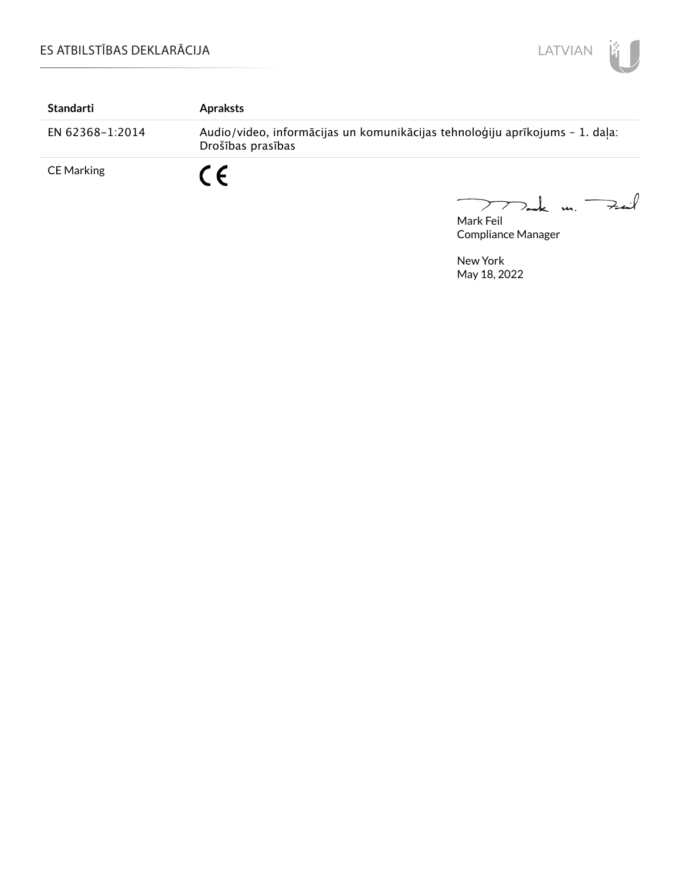| Standarti | Apraksts |
| --- | --- |
| EN 62368-1:2014 | Audio/video, informācijas un komunikācijas tehnoloģiju aprīkojums – 1. daļa: Drošības prasības |
| CE Marking | CE |

Mark Feil
Compliance Manager

New York
May 18, 2022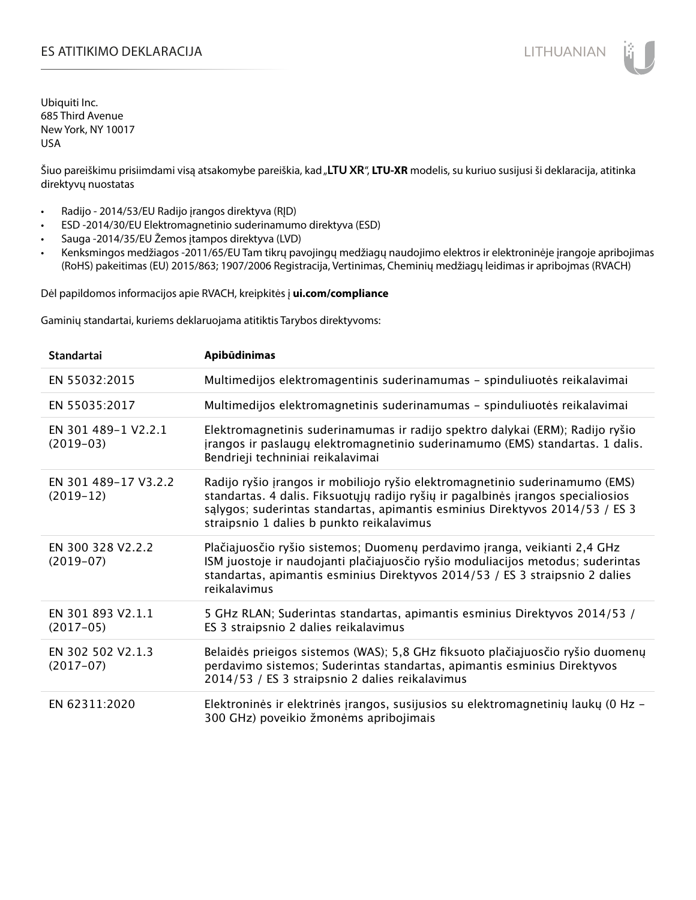# ES ATITIKIMO DEKLARACIJA

Ubiquiti Inc.
685 Third Avenue
New York, NY 10017
USA

Šiuo pareiškimu prisiimdami visą atsakomybe pareiškia, kad „**LTU XR**", **LTU-XR** modelis, su kuriuo susijusi ši deklaracija, atitinka direktyvų nuostatas

- Radijo - 2014/53/EU Radijo įrangos direktyva (RĮD)
- ESD -2014/30/EU Elektromagnetinio suderinamumo direktyva (ESD)
- Sauga -2014/35/EU Žemos įtampos direktyva (LVD)
- Kenksmingos medžiagos -2011/65/EU Tam tikrų pavojingų medžiagų naudojimo elektros ir elektroninėje įrangoje apribojimas (RoHS) pakeitimas (EU) 2015/863; 1907/2006 Registracija, Vertinimas, Cheminių medžiagų leidimas ir apribojmas (RVACH)

Dėl papildomos informacijos apie RVACH, kreipkitės į **ui.com/compliance**

Gaminių standartai, kuriems deklaruojama atitiktis Tarybos direktyvoms:

| Standartai | Apibūdinimas |
|---|---|
| EN 55032:2015 | Multimedijos elektromagentinis suderinamumas – spinduliuotės reikalavimai |
| EN 55035:2017 | Multimedijos elektromagnetinis suderinamumas – spinduliuotės reikalavimai |
| EN 301 489-1 V2.2.1 (2019-03) | Elektromagnetinis suderinamumas ir radijo spektro dalykai (ERM); Radijo ryšio įrangos ir paslaugų elektromagnetinio suderinamumo (EMS) standartas. 1 dalis. Bendrieji techniniai reikalavimai |
| EN 301 489-17 V3.2.2 (2019-12) | Radijo ryšio įrangos ir mobiliojo ryšio elektromagnetinio suderinamumo (EMS) standartas. 4 dalis. Fiksuotųjų radijo ryšių ir pagalbinės įrangos specialiosios sąlygos; suderintas standartas, apimantis esminius Direktyvos 2014/53 / ES 3 straipsnio 1 dalies b punkto reikalavimus |
| EN 300 328 V2.2.2 (2019-07) | Plačiajuosčio ryšio sistemos; Duomenų perdavimo įranga, veikianti 2,4 GHz ISM juostoje ir naudojanti plačiajuosčio ryšio moduliacijos metodus; suderintas standartas, apimantis esminius Direktyvos 2014/53 / ES 3 straipsnio 2 dalies reikalavimus |
| EN 301 893 V2.1.1 (2017-05) | 5 GHz RLAN; Suderintas standartas, apimantis esminius Direktyvos 2014/53 / ES 3 straipsnio 2 dalies reikalavimus |
| EN 302 502 V2.1.3 (2017-07) | Belaidės prieigos sistemos (WAS); 5,8 GHz fiksuoto plačiajuosčio ryšio duomenų perdavimo sistemos; Suderintas standartas, apimantis esminius Direktyvos 2014/53 / ES 3 straipsnio 2 dalies reikalavimus |
| EN 62311:2020 | Elektroninės ir elektrinės įrangos, susijusios su elektromagnetinių laukų (0 Hz – 300 GHz) poveikio žmonėms apribojimais |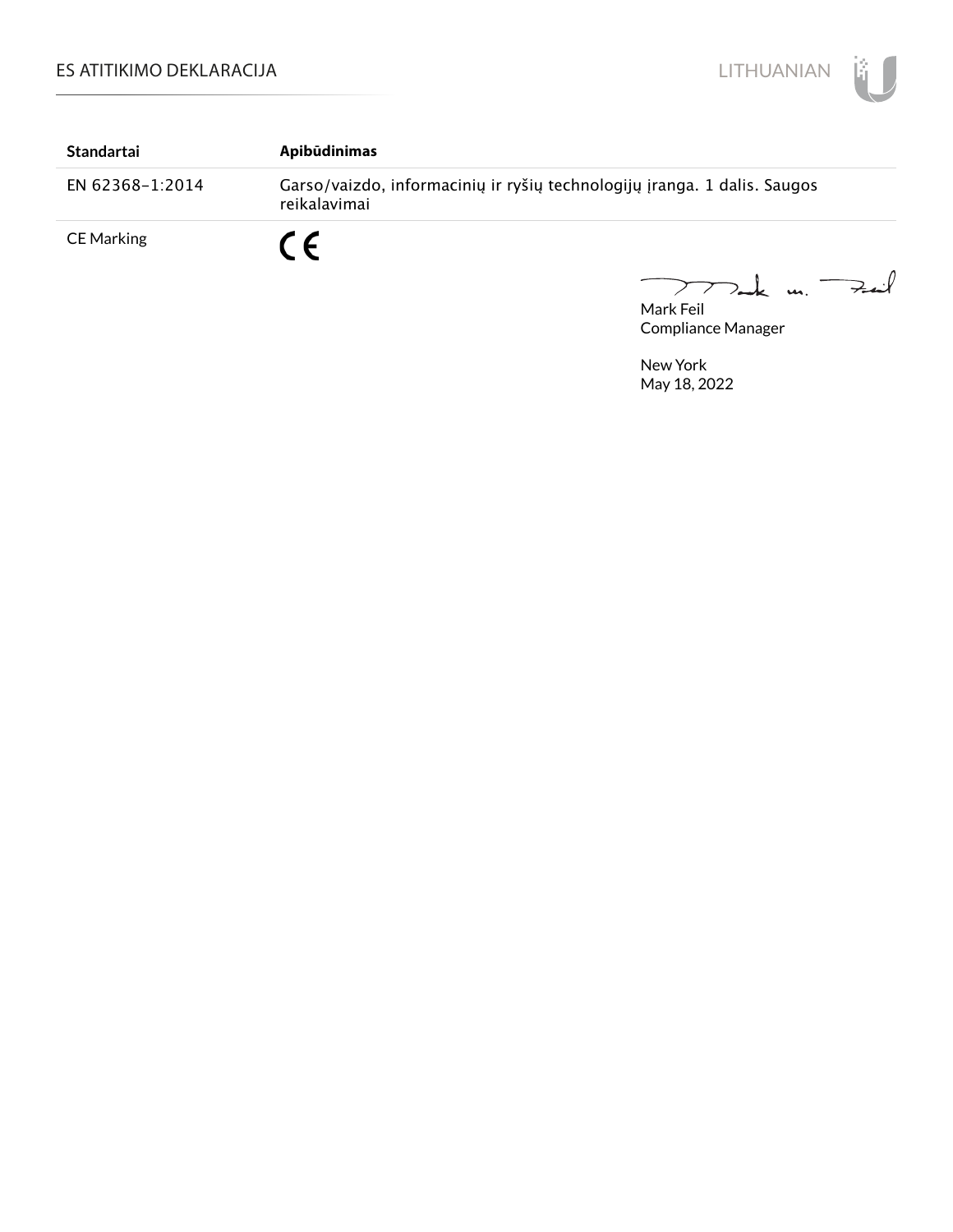| Standartai | Apibūdinimas |
| --- | --- |
| EN 62368-1:2014 | Garso/vaizdo, informacinių ir ryšių technologijų įranga. 1 dalis. Saugos reikalavimai |
| CE Marking | CE |

Mark Feil
Compliance Manager

New York
May 18, 2022